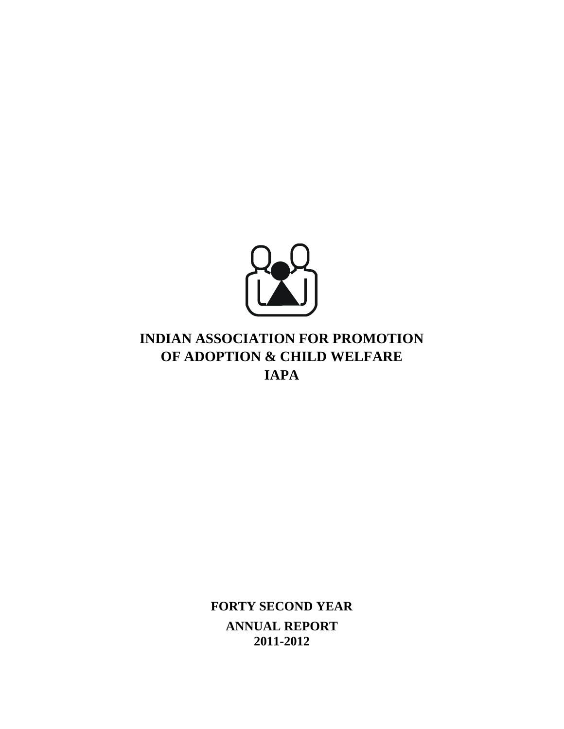# INDIAN ASSOCIATION FOR PROMOTION OF ADOPTION & CHILD WELFARE

# IAPA

**FORTY SECOND YEAR**

**ANNUAL REPORT**

**2011-2012**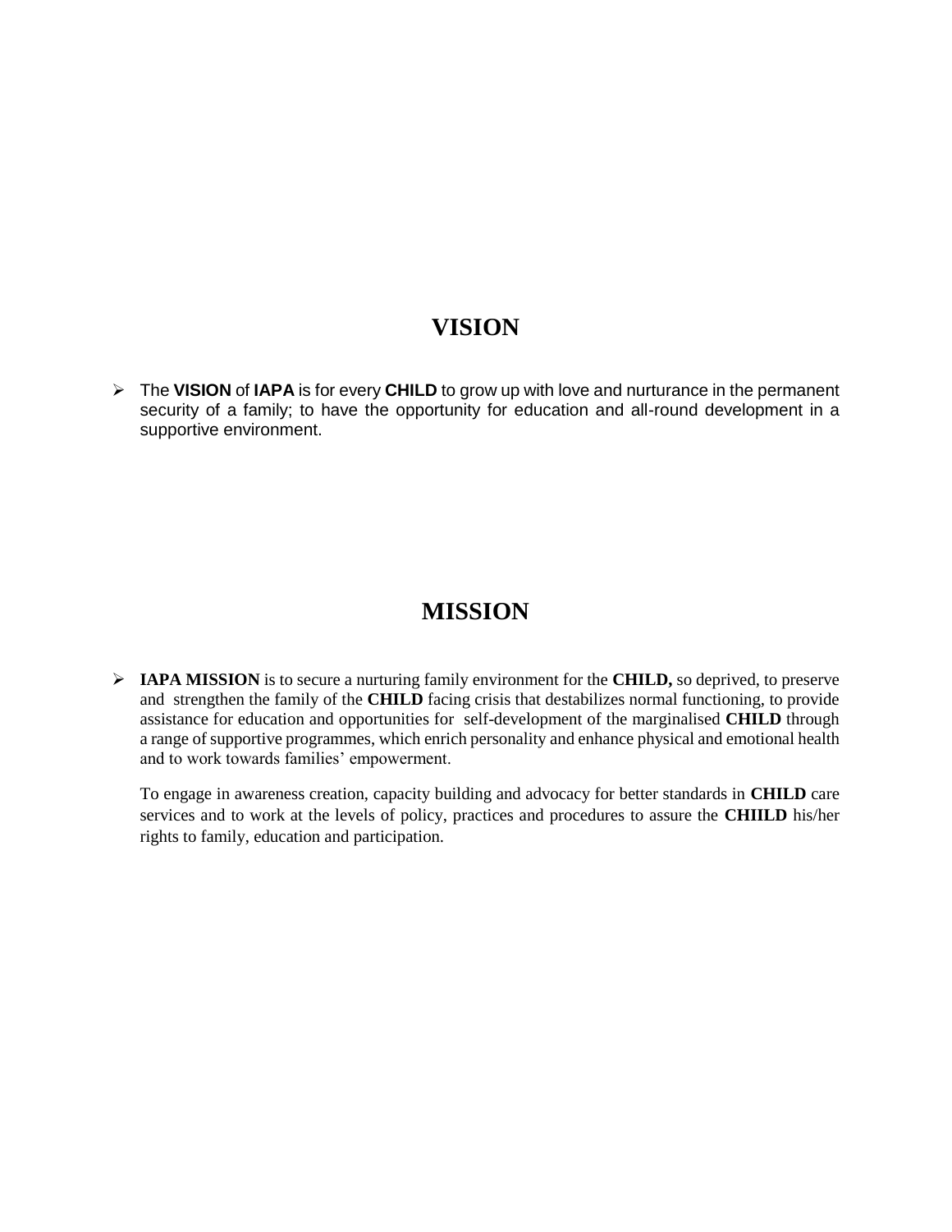# VISION

- The **VISION** of **IAPA** is for every **CHILD** to grow up with love and nurturance in the permanent security of a family; to have the opportunity for education and all-round development in a supportive environment.

# MISSION

- **IAPA MISSION** is to secure a nurturing family environment for the **CHILD,** so deprived, to preserve and strengthen the family of the **CHILD** facing crisis that destabilizes normal functioning, to provide assistance for education and opportunities for self-development of the marginalised **CHILD** through a range of supportive programmes, which enrich personality and enhance physical and emotional health and to work towards families' empowerment.

  To engage in awareness creation, capacity building and advocacy for better standards in **CHILD** care services and to work at the levels of policy, practices and procedures to assure the **CHIILD** his/her rights to family, education and participation.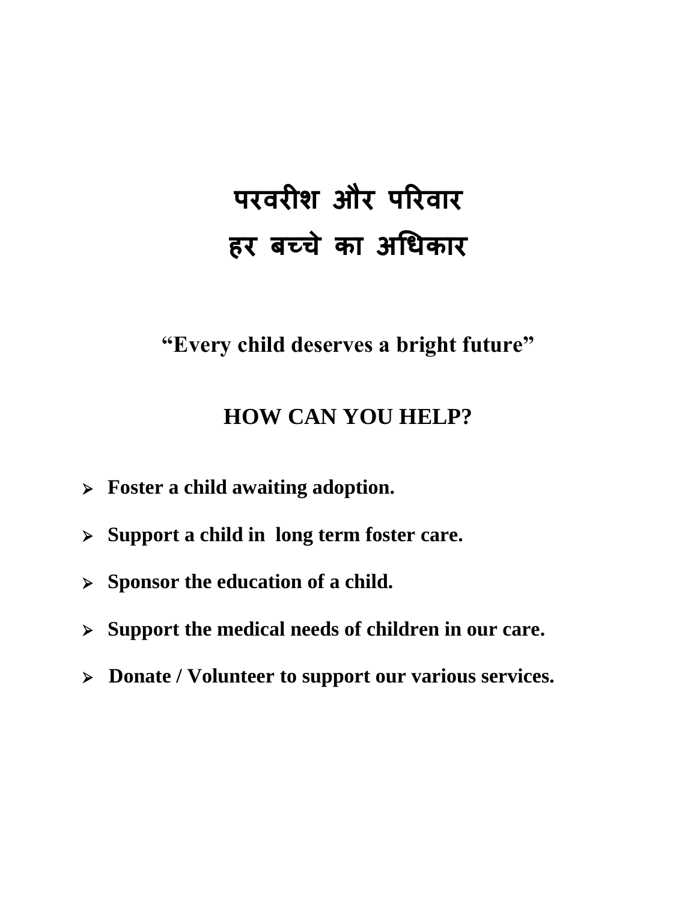# परवरीश और परिवार
# हर बच्चे का अधिकार

**"Every child deserves a bright future"**

## HOW CAN YOU HELP?

- **Foster a child awaiting adoption.**
- **Support a child in long term foster care.**
- **Sponsor the education of a child.**
- **Support the medical needs of children in our care.**
- **Donate / Volunteer to support our various services.**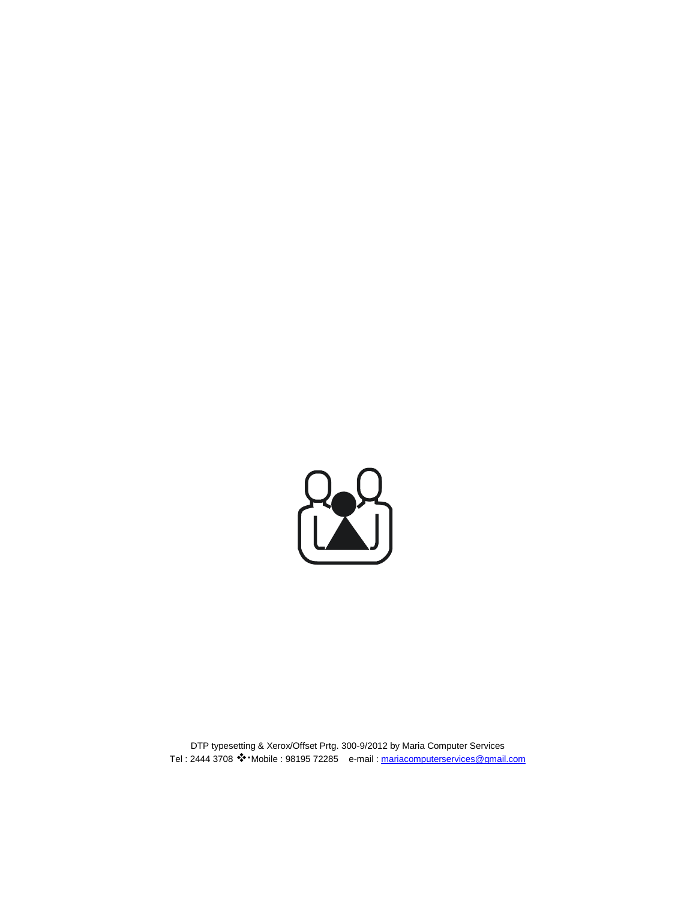DTP typesetting & Xerox/Offset Prtg. 300-9/2012 by Maria Computer Services
Tel : 2444 3708 ❖•Mobile : 98195 72285 e-mail : mariacomputerservices@gmail.com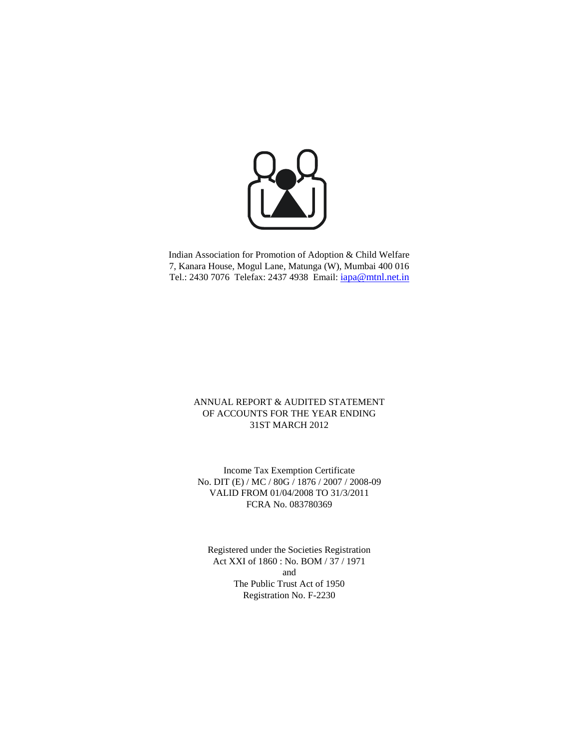Indian Association for Promotion of Adoption & Child Welfare
7, Kanara House, Mogul Lane, Matunga (W), Mumbai 400 016
Tel.: 2430 7076 Telefax: 2437 4938 Email: iapa@mtnl.net.in

ANNUAL REPORT & AUDITED STATEMENT
OF ACCOUNTS FOR THE YEAR ENDING
31ST MARCH 2012

Income Tax Exemption Certificate
No. DIT (E) / MC / 80G / 1876 / 2007 / 2008-09
VALID FROM 01/04/2008 TO 31/3/2011
FCRA No. 083780369

Registered under the Societies Registration
Act XXI of 1860 : No. BOM / 37 / 1971
and
The Public Trust Act of 1950
Registration No. F-2230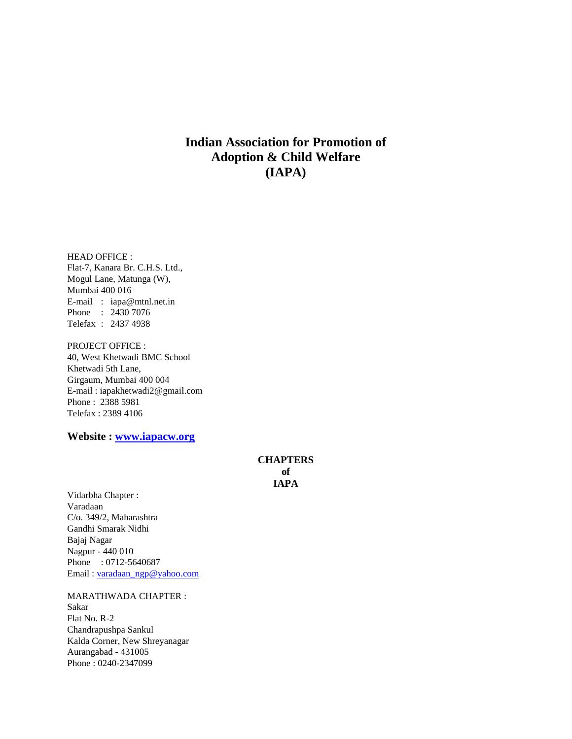# Indian Association for Promotion of Adoption & Child Welfare (IAPA)

HEAD OFFICE :
Flat-7, Kanara Br. C.H.S. Ltd.,
Mogul Lane, Matunga (W),
Mumbai 400 016
E-mail : iapa@mtnl.net.in
Phone : 2430 7076
Telefax : 2437 4938

PROJECT OFFICE :
40, West Khetwadi BMC School
Khetwadi 5th Lane,
Girgaum, Mumbai 400 004
E-mail : iapakhetwadi2@gmail.com
Phone : 2388 5981
Telefax : 2389 4106

**Website : [www.iapacw.org](http://www.iapacw.org)**

**CHAPTERS of IAPA**

Vidarbha Chapter :
Varadaan
C/o. 349/2, Maharashtra
Gandhi Smarak Nidhi
Bajaj Nagar
Nagpur - 440 010
Phone : 0712-5640687
Email : varadaan_ngp@yahoo.com

MARATHWADA CHAPTER :
Sakar
Flat No. R-2
Chandrapushpa Sankul
Kalda Corner, New Shreyanagar
Aurangabad - 431005
Phone : 0240-2347099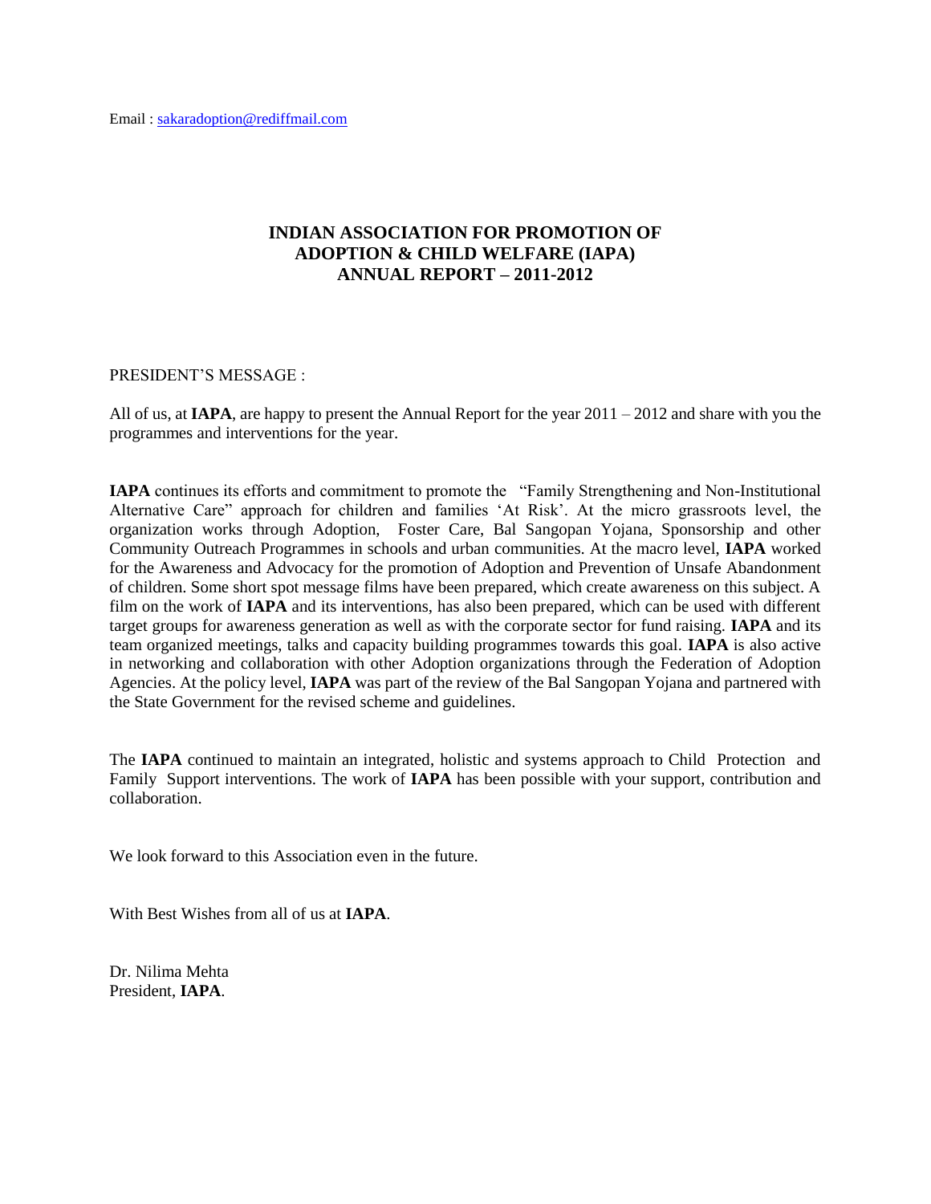Email : sakaradoption@rediffmail.com

# INDIAN ASSOCIATION FOR PROMOTION OF ADOPTION & CHILD WELFARE (IAPA) ANNUAL REPORT – 2011-2012

PRESIDENT'S MESSAGE :

All of us, at **IAPA**, are happy to present the Annual Report for the year 2011 – 2012 and share with you the programmes and interventions for the year.

**IAPA** continues its efforts and commitment to promote the "Family Strengthening and Non-Institutional Alternative Care" approach for children and families 'At Risk'. At the micro grassroots level, the organization works through Adoption, Foster Care, Bal Sangopan Yojana, Sponsorship and other Community Outreach Programmes in schools and urban communities. At the macro level, **IAPA** worked for the Awareness and Advocacy for the promotion of Adoption and Prevention of Unsafe Abandonment of children. Some short spot message films have been prepared, which create awareness on this subject. A film on the work of **IAPA** and its interventions, has also been prepared, which can be used with different target groups for awareness generation as well as with the corporate sector for fund raising. **IAPA** and its team organized meetings, talks and capacity building programmes towards this goal. **IAPA** is also active in networking and collaboration with other Adoption organizations through the Federation of Adoption Agencies. At the policy level, **IAPA** was part of the review of the Bal Sangopan Yojana and partnered with the State Government for the revised scheme and guidelines.

The **IAPA** continued to maintain an integrated, holistic and systems approach to Child Protection and Family Support interventions. The work of **IAPA** has been possible with your support, contribution and collaboration.

We look forward to this Association even in the future.

With Best Wishes from all of us at **IAPA**.

Dr. Nilima Mehta
President, **IAPA**.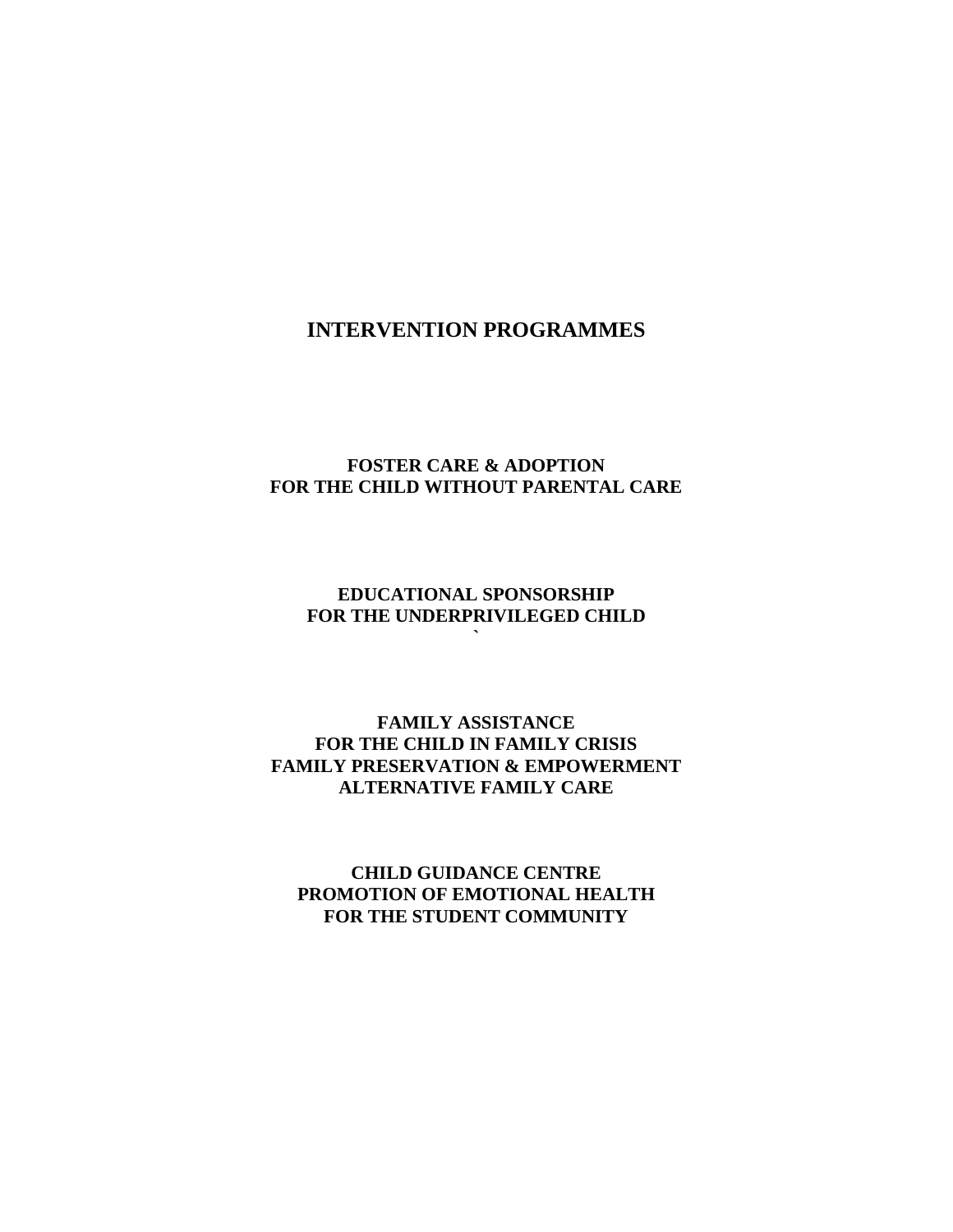# INTERVENTION PROGRAMMES

**FOSTER CARE & ADOPTION**
**FOR THE CHILD WITHOUT PARENTAL CARE**

**EDUCATIONAL SPONSORSHIP**
**FOR THE UNDERPRIVILEGED CHILD**

**FAMILY ASSISTANCE**
**FOR THE CHILD IN FAMILY CRISIS**
**FAMILY PRESERVATION & EMPOWERMENT**
**ALTERNATIVE FAMILY CARE**

**CHILD GUIDANCE CENTRE**
**PROMOTION OF EMOTIONAL HEALTH**
**FOR THE STUDENT COMMUNITY**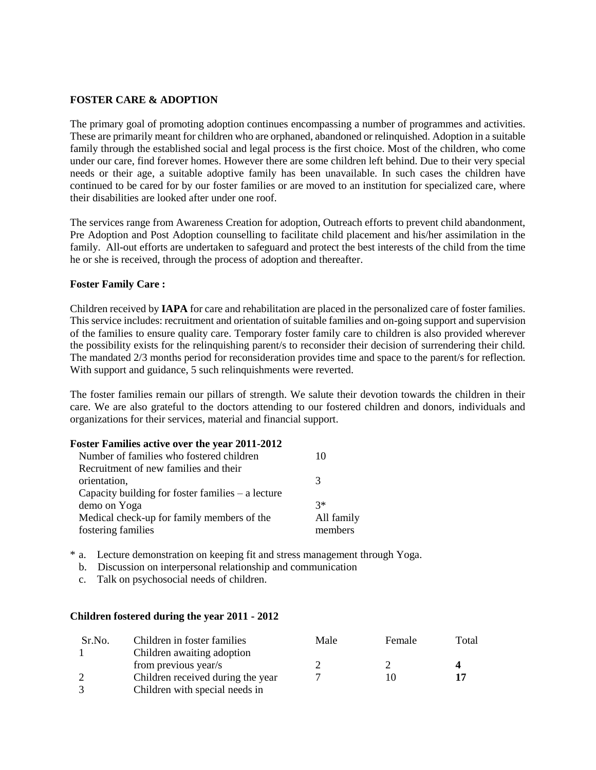**FOSTER CARE & ADOPTION**

The primary goal of promoting adoption continues encompassing a number of programmes and activities. These are primarily meant for children who are orphaned, abandoned or relinquished. Adoption in a suitable family through the established social and legal process is the first choice. Most of the children, who come under our care, find forever homes. However there are some children left behind. Due to their very special needs or their age, a suitable adoptive family has been unavailable. In such cases the children have continued to be cared for by our foster families or are moved to an institution for specialized care, where their disabilities are looked after under one roof.

The services range from Awareness Creation for adoption, Outreach efforts to prevent child abandonment, Pre Adoption and Post Adoption counselling to facilitate child placement and his/her assimilation in the family. All-out efforts are undertaken to safeguard and protect the best interests of the child from the time he or she is received, through the process of adoption and thereafter.

**Foster Family Care :**

Children received by **IAPA** for care and rehabilitation are placed in the personalized care of foster families. This service includes: recruitment and orientation of suitable families and on-going support and supervision of the families to ensure quality care. Temporary foster family care to children is also provided wherever the possibility exists for the relinquishing parent/s to reconsider their decision of surrendering their child. The mandated 2/3 months period for reconsideration provides time and space to the parent/s for reflection. With support and guidance, 5 such relinquishments were reverted.

The foster families remain our pillars of strength. We salute their devotion towards the children in their care. We are also grateful to the doctors attending to our fostered children and donors, individuals and organizations for their services, material and financial support.

**Foster Families active over the year 2011-2012**

| | |
|---|---|
| Number of families who fostered children | 10 |
| Recruitment of new families and their orientation, | 3 |
| Capacity building for foster families – a lecture demo on Yoga | 3* |
| Medical check-up for family members of the fostering families | All family members |

\* a. Lecture demonstration on keeping fit and stress management through Yoga.
   b. Discussion on interpersonal relationship and communication
   c. Talk on psychosocial needs of children.

**Children fostered during the year 2011 - 2012**

| Sr.No. | Children in foster families | Male | Female | Total |
|---|---|---|---|---|
| 1 | Children awaiting adoption from previous year/s | 2 | 2 | **4** |
| 2 | Children received during the year | 7 | 10 | **17** |
| 3 | Children with special needs in | | | |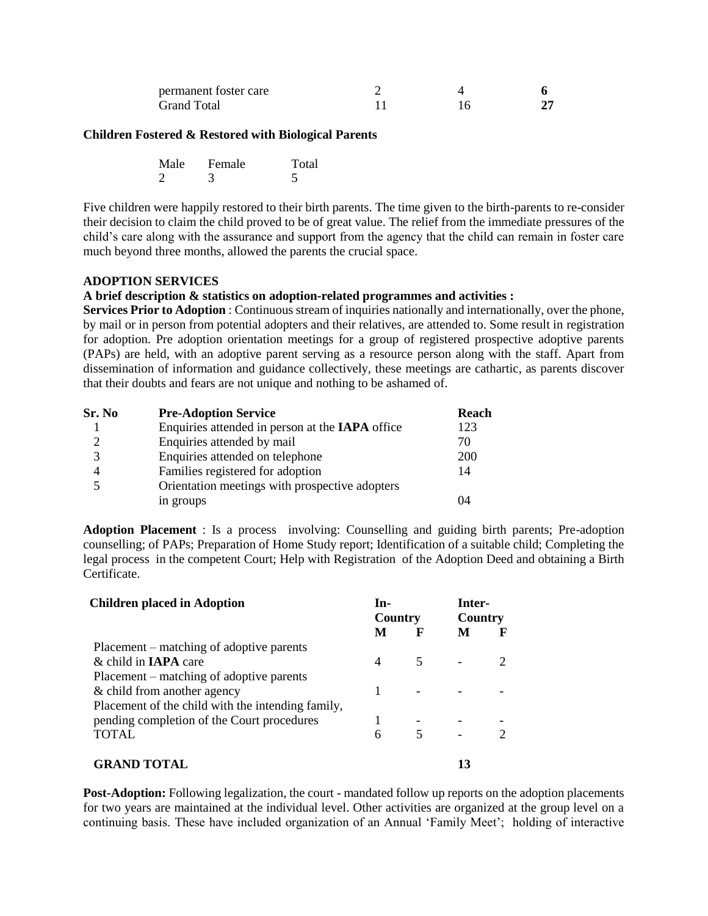| | | | |
|---|---|---|---|
| permanent foster care | 2 | 4 | **6** |
| Grand Total | 11 | 16 | **27** |

**Children Fostered & Restored with Biological Parents**

| Male | Female | Total |
|---|---|---|
| 2 | 3 | 5 |

Five children were happily restored to their birth parents. The time given to the birth-parents to re-consider their decision to claim the child proved to be of great value. The relief from the immediate pressures of the child's care along with the assurance and support from the agency that the child can remain in foster care much beyond three months, allowed the parents the crucial space.

**ADOPTION SERVICES**

**A brief description & statistics on adoption-related programmes and activities :**

**Services Prior to Adoption** : Continuous stream of inquiries nationally and internationally, over the phone, by mail or in person from potential adopters and their relatives, are attended to. Some result in registration for adoption. Pre adoption orientation meetings for a group of registered prospective adoptive parents (PAPs) are held, with an adoptive parent serving as a resource person along with the staff. Apart from dissemination of information and guidance collectively, these meetings are cathartic, as parents discover that their doubts and fears are not unique and nothing to be ashamed of.

| Sr. No | Pre-Adoption Service | Reach |
|---|---|---|
| 1 | Enquiries attended in person at the **IAPA** office | 123 |
| 2 | Enquiries attended by mail | 70 |
| 3 | Enquiries attended on telephone | 200 |
| 4 | Families registered for adoption | 14 |
| 5 | Orientation meetings with prospective adopters in groups | 04 |

**Adoption Placement** : Is a process involving: Counselling and guiding birth parents; Pre-adoption counselling; of PAPs; Preparation of Home Study report; Identification of a suitable child; Completing the legal process in the competent Court; Help with Registration of the Adoption Deed and obtaining a Birth Certificate.

| Children placed in Adoption | In-Country | | Inter-Country | |
|---|---|---|---|---|
| | M | F | M | F |
| Placement – matching of adoptive parents & child in **IAPA** care | 4 | 5 | - | 2 |
| Placement – matching of adoptive parents & child from another agency | 1 | - | - | - |
| Placement of the child with the intending family, pending completion of the Court procedures | 1 | - | - | - |
| TOTAL | 6 | 5 | - | 2 |
| **GRAND TOTAL** | | | **13** | |

**Post-Adoption:** Following legalization, the court - mandated follow up reports on the adoption placements for two years are maintained at the individual level. Other activities are organized at the group level on a continuing basis. These have included organization of an Annual 'Family Meet'; holding of interactive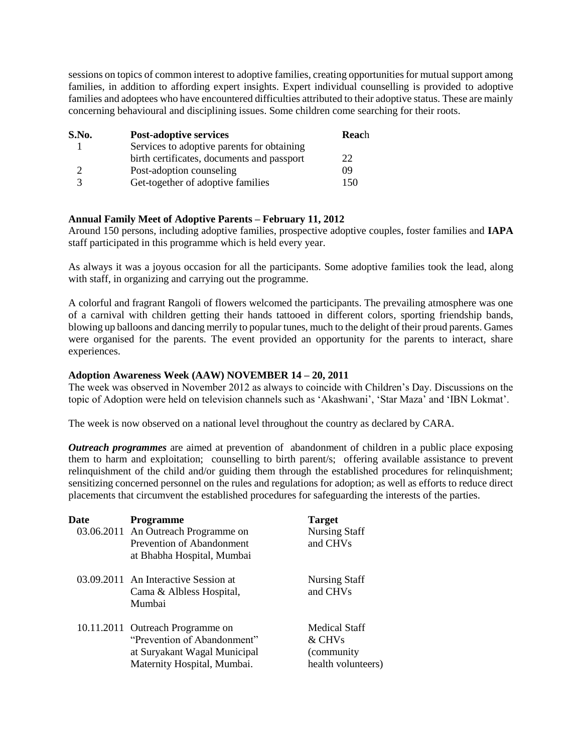sessions on topics of common interest to adoptive families, creating opportunities for mutual support among families, in addition to affording expert insights. Expert individual counselling is provided to adoptive families and adoptees who have encountered difficulties attributed to their adoptive status. These are mainly concerning behavioural and disciplining issues. Some children come searching for their roots.

| **S.No.** | **Post-adoptive services** | **Reach** |
|---|---|---|
| 1 | Services to adoptive parents for obtaining birth certificates, documents and passport | 22 |
| 2 | Post-adoption counseling | 09 |
| 3 | Get-together of adoptive families | 150 |

**Annual Family Meet of Adoptive Parents – February 11, 2012**

Around 150 persons, including adoptive families, prospective adoptive couples, foster families and **IAPA** staff participated in this programme which is held every year.

As always it was a joyous occasion for all the participants. Some adoptive families took the lead, along with staff, in organizing and carrying out the programme.

A colorful and fragrant Rangoli of flowers welcomed the participants. The prevailing atmosphere was one of a carnival with children getting their hands tattooed in different colors, sporting friendship bands, blowing up balloons and dancing merrily to popular tunes, much to the delight of their proud parents. Games were organised for the parents. The event provided an opportunity for the parents to interact, share experiences.

**Adoption Awareness Week (AAW) NOVEMBER 14 – 20, 2011**

The week was observed in November 2012 as always to coincide with Children's Day. Discussions on the topic of Adoption were held on television channels such as 'Akashwani', 'Star Maza' and 'IBN Lokmat'.

The week is now observed on a national level throughout the country as declared by CARA.

***Outreach programmes*** are aimed at prevention of abandonment of children in a public place exposing them to harm and exploitation; counselling to birth parent/s; offering available assistance to prevent relinquishment of the child and/or guiding them through the established procedures for relinquishment; sensitizing concerned personnel on the rules and regulations for adoption; as well as efforts to reduce direct placements that circumvent the established procedures for safeguarding the interests of the parties.

| **Date** | **Programme** | **Target** |
|---|---|---|
| 03.06.2011 | An Outreach Programme on Prevention of Abandonment at Bhabha Hospital, Mumbai | Nursing Staff and CHVs |
| 03.09.2011 | An Interactive Session at Cama & Albless Hospital, Mumbai | Nursing Staff and CHVs |
| 10.11.2011 | Outreach Programme on "Prevention of Abandonment" at Suryakant Wagal Municipal Maternity Hospital, Mumbai. | Medical Staff & CHVs (community health volunteers) |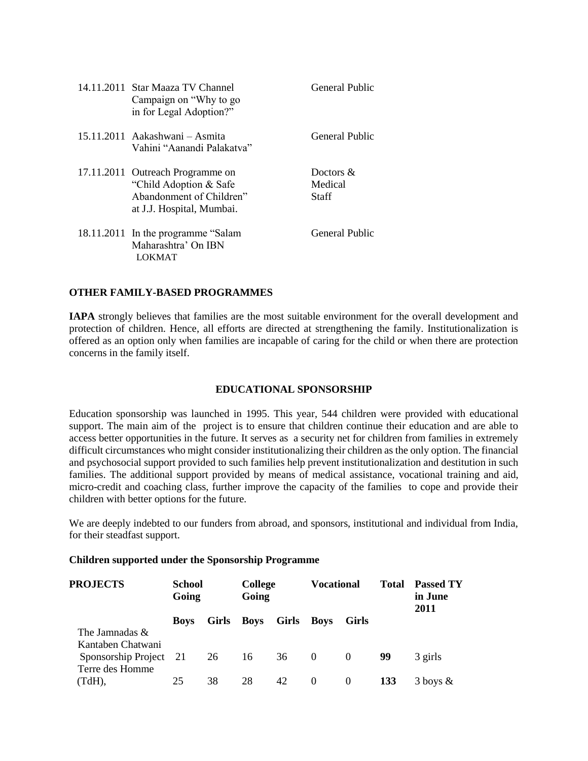| | | |
|---|---|---|
| 14.11.2011 | Star Maaza TV Channel Campaign on "Why to go in for Legal Adoption?" | General Public |
| 15.11.2011 | Aakashwani – Asmita Vahini "Aanandi Palakatva" | General Public |
| 17.11.2011 | Outreach Programme on "Child Adoption & Safe Abandonment of Children" at J.J. Hospital, Mumbai. | Doctors & Medical Staff |
| 18.11.2011 | In the programme "Salam Maharashtra' On IBN LOKMAT | General Public |

**OTHER FAMILY-BASED PROGRAMMES**

**IAPA** strongly believes that families are the most suitable environment for the overall development and protection of children. Hence, all efforts are directed at strengthening the family. Institutionalization is offered as an option only when families are incapable of caring for the child or when there are protection concerns in the family itself.

**EDUCATIONAL SPONSORSHIP**

Education sponsorship was launched in 1995. This year, 544 children were provided with educational support. The main aim of the project is to ensure that children continue their education and are able to access better opportunities in the future. It serves as a security net for children from families in extremely difficult circumstances who might consider institutionalizing their children as the only option. The financial and psychosocial support provided to such families help prevent institutionalization and destitution in such families. The additional support provided by means of medical assistance, vocational training and aid, micro-credit and coaching class, further improve the capacity of the families to cope and provide their children with better options for the future.

We are deeply indebted to our funders from abroad, and sponsors, institutional and individual from India, for their steadfast support.

**Children supported under the Sponsorship Programme**

| PROJECTS | School Going | | College Going | | Vocational | | Total | Passed TY in June 2011 |
|---|---|---|---|---|---|---|---|---|
| | Boys | Girls | Boys | Girls | Boys | Girls | | |
| The Jamnadas & Kantaben Chatwani Sponsorship Project | 21 | 26 | 16 | 36 | 0 | 0 | **99** | 3 girls |
| Terre des Homme (TdH), | 25 | 38 | 28 | 42 | 0 | 0 | **133** | 3 boys & |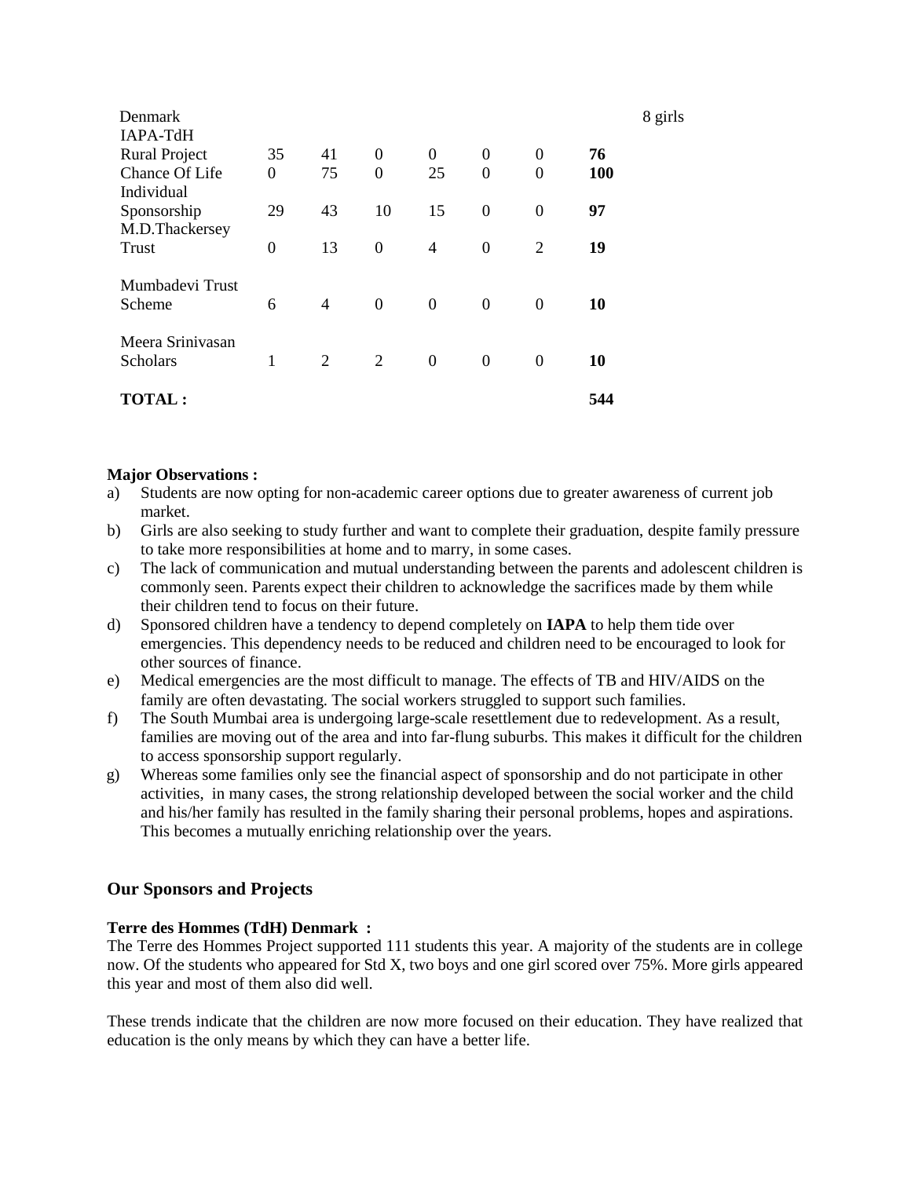| | | | | | | | | |
|---|---|---|---|---|---|---|---|---|
| Denmark | | | | | | | | 8 girls |
| IAPA-TdH Rural Project | 35 | 41 | 0 | 0 | 0 | 0 | **76** | |
| Chance Of Life | 0 | 75 | 0 | 25 | 0 | 0 | **100** | |
| Individual Sponsorship | 29 | 43 | 10 | 15 | 0 | 0 | **97** | |
| M.D.Thackersey Trust | 0 | 13 | 0 | 4 | 0 | 2 | **19** | |
| Mumbadevi Trust Scheme | 6 | 4 | 0 | 0 | 0 | 0 | **10** | |
| Meera Srinivasan Scholars | 1 | 2 | 2 | 0 | 0 | 0 | **10** | |
| **TOTAL :** | | | | | | | **544** | |

**Major Observations :**

a) Students are now opting for non-academic career options due to greater awareness of current job market.

b) Girls are also seeking to study further and want to complete their graduation, despite family pressure to take more responsibilities at home and to marry, in some cases.

c) The lack of communication and mutual understanding between the parents and adolescent children is commonly seen. Parents expect their children to acknowledge the sacrifices made by them while their children tend to focus on their future.

d) Sponsored children have a tendency to depend completely on **IAPA** to help them tide over emergencies. This dependency needs to be reduced and children need to be encouraged to look for other sources of finance.

e) Medical emergencies are the most difficult to manage. The effects of TB and HIV/AIDS on the family are often devastating. The social workers struggled to support such families.

f) The South Mumbai area is undergoing large-scale resettlement due to redevelopment. As a result, families are moving out of the area and into far-flung suburbs. This makes it difficult for the children to access sponsorship support regularly.

g) Whereas some families only see the financial aspect of sponsorship and do not participate in other activities, in many cases, the strong relationship developed between the social worker and the child and his/her family has resulted in the family sharing their personal problems, hopes and aspirations. This becomes a mutually enriching relationship over the years.

## Our Sponsors and Projects

**Terre des Hommes (TdH) Denmark :**

The Terre des Hommes Project supported 111 students this year. A majority of the students are in college now. Of the students who appeared for Std X, two boys and one girl scored over 75%. More girls appeared this year and most of them also did well.

These trends indicate that the children are now more focused on their education. They have realized that education is the only means by which they can have a better life.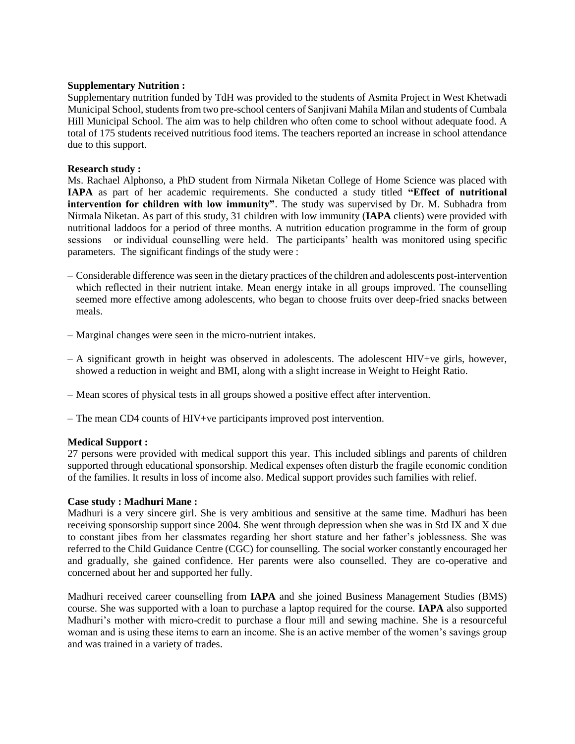**Supplementary Nutrition :**
Supplementary nutrition funded by TdH was provided to the students of Asmita Project in West Khetwadi Municipal School, students from two pre-school centers of Sanjivani Mahila Milan and students of Cumbala Hill Municipal School. The aim was to help children who often come to school without adequate food. A total of 175 students received nutritious food items. The teachers reported an increase in school attendance due to this support.

**Research study :**
Ms. Rachael Alphonso, a PhD student from Nirmala Niketan College of Home Science was placed with **IAPA** as part of her academic requirements. She conducted a study titled **"Effect of nutritional intervention for children with low immunity"**. The study was supervised by Dr. M. Subhadra from Nirmala Niketan. As part of this study, 31 children with low immunity (**IAPA** clients) were provided with nutritional laddoos for a period of three months. A nutrition education programme in the form of group sessions or individual counselling were held. The participants' health was monitored using specific parameters. The significant findings of the study were :

– Considerable difference was seen in the dietary practices of the children and adolescents post-intervention which reflected in their nutrient intake. Mean energy intake in all groups improved. The counselling seemed more effective among adolescents, who began to choose fruits over deep-fried snacks between meals.

– Marginal changes were seen in the micro-nutrient intakes.

– A significant growth in height was observed in adolescents. The adolescent HIV+ve girls, however, showed a reduction in weight and BMI, along with a slight increase in Weight to Height Ratio.

– Mean scores of physical tests in all groups showed a positive effect after intervention.

– The mean CD4 counts of HIV+ve participants improved post intervention.

**Medical Support :**
27 persons were provided with medical support this year. This included siblings and parents of children supported through educational sponsorship. Medical expenses often disturb the fragile economic condition of the families. It results in loss of income also. Medical support provides such families with relief.

**Case study : Madhuri Mane :**
Madhuri is a very sincere girl. She is very ambitious and sensitive at the same time. Madhuri has been receiving sponsorship support since 2004. She went through depression when she was in Std IX and X due to constant jibes from her classmates regarding her short stature and her father's joblessness. She was referred to the Child Guidance Centre (CGC) for counselling. The social worker constantly encouraged her and gradually, she gained confidence. Her parents were also counselled. They are co-operative and concerned about her and supported her fully.

Madhuri received career counselling from **IAPA** and she joined Business Management Studies (BMS) course. She was supported with a loan to purchase a laptop required for the course. **IAPA** also supported Madhuri's mother with micro-credit to purchase a flour mill and sewing machine. She is a resourceful woman and is using these items to earn an income. She is an active member of the women's savings group and was trained in a variety of trades.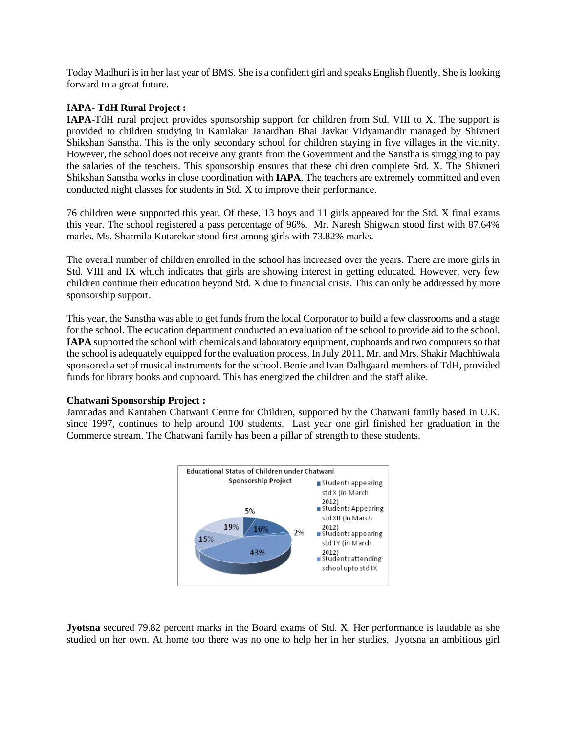Today Madhuri is in her last year of BMS. She is a confident girl and speaks English fluently. She is looking forward to a great future.

**IAPA- TdH Rural Project :**

**IAPA**-TdH rural project provides sponsorship support for children from Std. VIII to X. The support is provided to children studying in Kamlakar Janardhan Bhai Javkar Vidyamandir managed by Shivneri Shikshan Sanstha. This is the only secondary school for children staying in five villages in the vicinity. However, the school does not receive any grants from the Government and the Sanstha is struggling to pay the salaries of the teachers. This sponsorship ensures that these children complete Std. X. The Shivneri Shikshan Sanstha works in close coordination with **IAPA**. The teachers are extremely committed and even conducted night classes for students in Std. X to improve their performance.

76 children were supported this year. Of these, 13 boys and 11 girls appeared for the Std. X final exams this year. The school registered a pass percentage of 96%. Mr. Naresh Shigwan stood first with 87.64% marks. Ms. Sharmila Kutarekar stood first among girls with 73.82% marks.

The overall number of children enrolled in the school has increased over the years. There are more girls in Std. VIII and IX which indicates that girls are showing interest in getting educated. However, very few children continue their education beyond Std. X due to financial crisis. This can only be addressed by more sponsorship support.

This year, the Sanstha was able to get funds from the local Corporator to build a few classrooms and a stage for the school. The education department conducted an evaluation of the school to provide aid to the school. **IAPA** supported the school with chemicals and laboratory equipment, cupboards and two computers so that the school is adequately equipped for the evaluation process. In July 2011, Mr. and Mrs. Shakir Machhiwala sponsored a set of musical instruments for the school. Benie and Ivan Dalhgaard members of TdH, provided funds for library books and cupboard. This has energized the children and the staff alike.

**Chatwani Sponsorship Project :**

Jamnadas and Kantaben Chatwani Centre for Children, supported by the Chatwani family based in U.K. since 1997, continues to help around 100 students. Last year one girl finished her graduation in the Commerce stream. The Chatwani family has been a pillar of strength to these students.

Educational Status of Children under Chatwani Sponsorship Project

- Students appearing std X (in March 2012)
- Students Appearing std XII (in March 2012)
- Students appearing std TY (in March 2012)
- Students attending school upto std IX

5% | 16% | 2% | 43% | 15% | 19%

**Jyotsna** secured 79.82 percent marks in the Board exams of Std. X. Her performance is laudable as she studied on her own. At home too there was no one to help her in her studies. Jyotsna an ambitious girl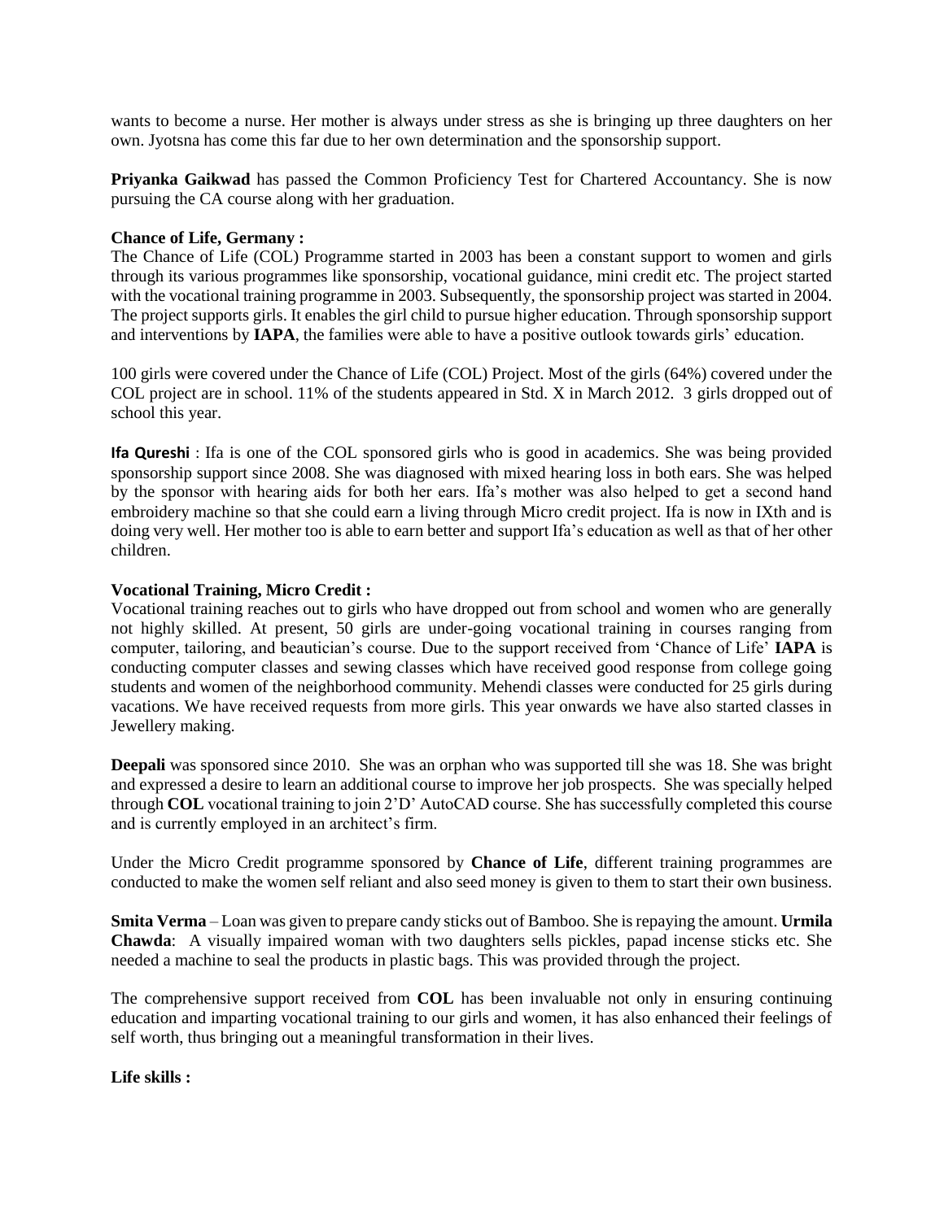wants to become a nurse. Her mother is always under stress as she is bringing up three daughters on her own. Jyotsna has come this far due to her own determination and the sponsorship support.

**Priyanka Gaikwad** has passed the Common Proficiency Test for Chartered Accountancy. She is now pursuing the CA course along with her graduation.

**Chance of Life, Germany :**

The Chance of Life (COL) Programme started in 2003 has been a constant support to women and girls through its various programmes like sponsorship, vocational guidance, mini credit etc. The project started with the vocational training programme in 2003. Subsequently, the sponsorship project was started in 2004. The project supports girls. It enables the girl child to pursue higher education. Through sponsorship support and interventions by **IAPA**, the families were able to have a positive outlook towards girls' education.

100 girls were covered under the Chance of Life (COL) Project. Most of the girls (64%) covered under the COL project are in school. 11% of the students appeared in Std. X in March 2012. 3 girls dropped out of school this year.

**Ifa Qureshi** : Ifa is one of the COL sponsored girls who is good in academics. She was being provided sponsorship support since 2008. She was diagnosed with mixed hearing loss in both ears. She was helped by the sponsor with hearing aids for both her ears. Ifa's mother was also helped to get a second hand embroidery machine so that she could earn a living through Micro credit project. Ifa is now in IXth and is doing very well. Her mother too is able to earn better and support Ifa's education as well as that of her other children.

**Vocational Training, Micro Credit :**

Vocational training reaches out to girls who have dropped out from school and women who are generally not highly skilled. At present, 50 girls are under-going vocational training in courses ranging from computer, tailoring, and beautician's course. Due to the support received from 'Chance of Life' **IAPA** is conducting computer classes and sewing classes which have received good response from college going students and women of the neighborhood community. Mehendi classes were conducted for 25 girls during vacations. We have received requests from more girls. This year onwards we have also started classes in Jewellery making.

**Deepali** was sponsored since 2010. She was an orphan who was supported till she was 18. She was bright and expressed a desire to learn an additional course to improve her job prospects. She was specially helped through **COL** vocational training to join 2'D' AutoCAD course. She has successfully completed this course and is currently employed in an architect's firm.

Under the Micro Credit programme sponsored by **Chance of Life**, different training programmes are conducted to make the women self reliant and also seed money is given to them to start their own business.

**Smita Verma** – Loan was given to prepare candy sticks out of Bamboo. She is repaying the amount. **Urmila Chawda**: A visually impaired woman with two daughters sells pickles, papad incense sticks etc. She needed a machine to seal the products in plastic bags. This was provided through the project.

The comprehensive support received from **COL** has been invaluable not only in ensuring continuing education and imparting vocational training to our girls and women, it has also enhanced their feelings of self worth, thus bringing out a meaningful transformation in their lives.

**Life skills :**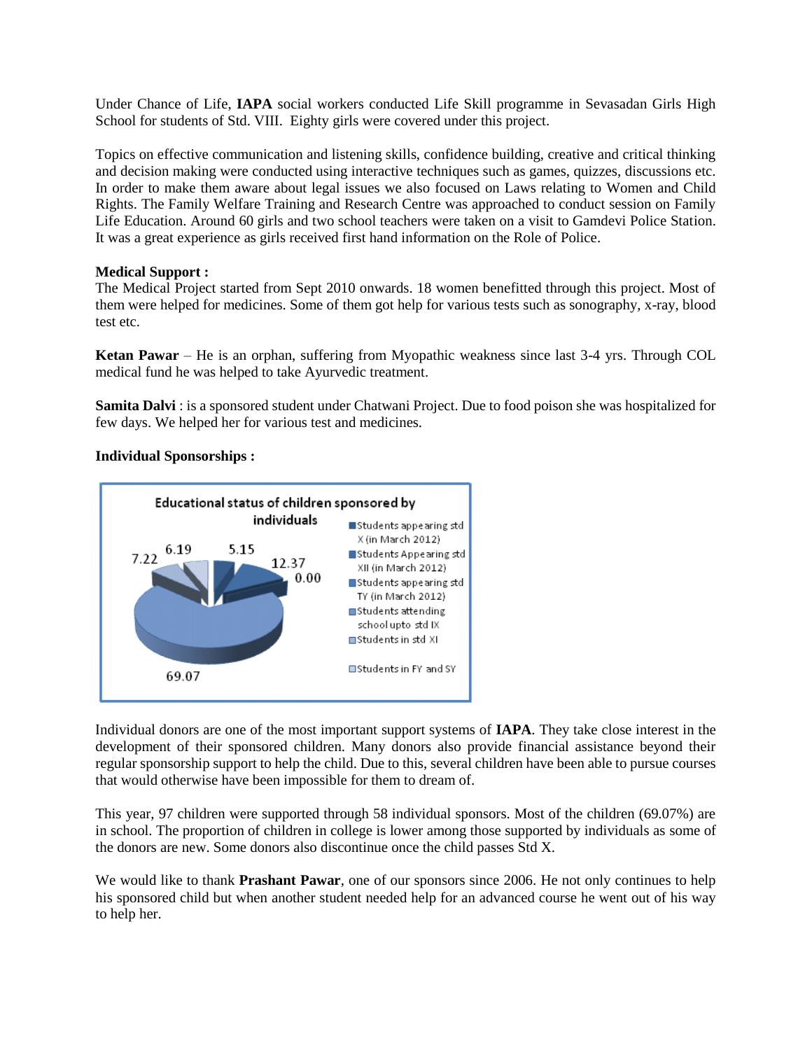Under Chance of Life, **IAPA** social workers conducted Life Skill programme in Sevasadan Girls High School for students of Std. VIII. Eighty girls were covered under this project.

Topics on effective communication and listening skills, confidence building, creative and critical thinking and decision making were conducted using interactive techniques such as games, quizzes, discussions etc. In order to make them aware about legal issues we also focused on Laws relating to Women and Child Rights. The Family Welfare Training and Research Centre was approached to conduct session on Family Life Education. Around 60 girls and two school teachers were taken on a visit to Gamdevi Police Station. It was a great experience as girls received first hand information on the Role of Police.

**Medical Support :**
The Medical Project started from Sept 2010 onwards. 18 women benefitted through this project. Most of them were helped for medicines. Some of them got help for various tests such as sonography, x-ray, blood test etc.

**Ketan Pawar** – He is an orphan, suffering from Myopathic weakness since last 3-4 yrs. Through COL medical fund he was helped to take Ayurvedic treatment.

**Samita Dalvi** : is a sponsored student under Chatwani Project. Due to food poison she was hospitalized for few days. We helped her for various test and medicines.

**Individual Sponsorships :**

Educational status of children sponsored by individuals

- Students appearing std X (in March 2012)
- Students Appearing std XII (in March 2012)
- Students appearing std TY (in March 2012)
- Students attending school upto std IX
- Students in std XI
- Students in FY and SY

Values shown: 5.15, 12.37, 0.00, 69.07, 7.22, 6.19

Individual donors are one of the most important support systems of **IAPA**. They take close interest in the development of their sponsored children. Many donors also provide financial assistance beyond their regular sponsorship support to help the child. Due to this, several children have been able to pursue courses that would otherwise have been impossible for them to dream of.

This year, 97 children were supported through 58 individual sponsors. Most of the children (69.07%) are in school. The proportion of children in college is lower among those supported by individuals as some of the donors are new. Some donors also discontinue once the child passes Std X.

We would like to thank **Prashant Pawar**, one of our sponsors since 2006. He not only continues to help his sponsored child but when another student needed help for an advanced course he went out of his way to help her.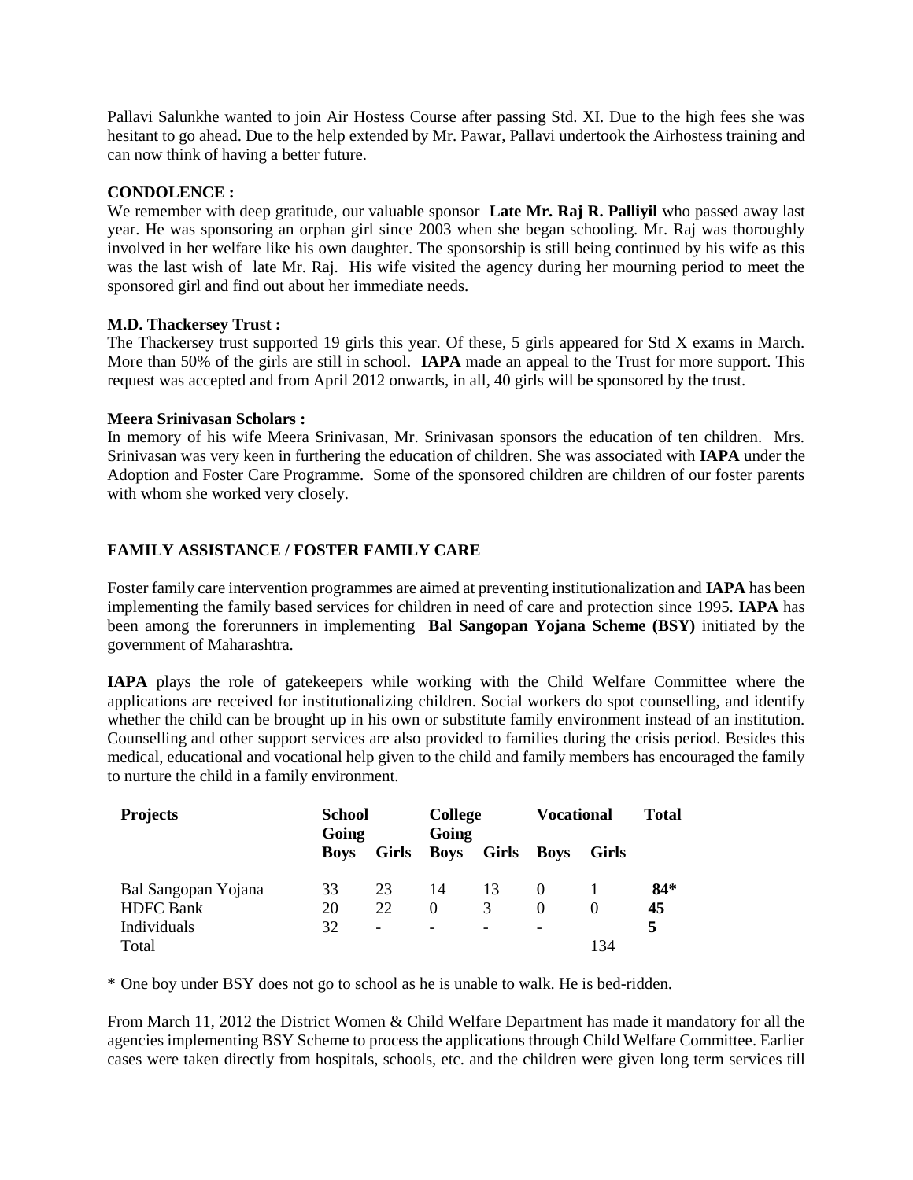Pallavi Salunkhe wanted to join Air Hostess Course after passing Std. XI. Due to the high fees she was hesitant to go ahead. Due to the help extended by Mr. Pawar, Pallavi undertook the Airhostess training and can now think of having a better future.

**CONDOLENCE :**

We remember with deep gratitude, our valuable sponsor **Late Mr. Raj R. Palliyil** who passed away last year. He was sponsoring an orphan girl since 2003 when she began schooling. Mr. Raj was thoroughly involved in her welfare like his own daughter. The sponsorship is still being continued by his wife as this was the last wish of late Mr. Raj. His wife visited the agency during her mourning period to meet the sponsored girl and find out about her immediate needs.

**M.D. Thackersey Trust :**

The Thackersey trust supported 19 girls this year. Of these, 5 girls appeared for Std X exams in March. More than 50% of the girls are still in school. **IAPA** made an appeal to the Trust for more support. This request was accepted and from April 2012 onwards, in all, 40 girls will be sponsored by the trust.

**Meera Srinivasan Scholars :**

In memory of his wife Meera Srinivasan, Mr. Srinivasan sponsors the education of ten children. Mrs. Srinivasan was very keen in furthering the education of children. She was associated with **IAPA** under the Adoption and Foster Care Programme. Some of the sponsored children are children of our foster parents with whom she worked very closely.

**FAMILY ASSISTANCE / FOSTER FAMILY CARE**

Foster family care intervention programmes are aimed at preventing institutionalization and **IAPA** has been implementing the family based services for children in need of care and protection since 1995. **IAPA** has been among the forerunners in implementing **Bal Sangopan Yojana Scheme (BSY)** initiated by the government of Maharashtra.

**IAPA** plays the role of gatekeepers while working with the Child Welfare Committee where the applications are received for institutionalizing children. Social workers do spot counselling, and identify whether the child can be brought up in his own or substitute family environment instead of an institution. Counselling and other support services are also provided to families during the crisis period. Besides this medical, educational and vocational help given to the child and family members has encouraged the family to nurture the child in a family environment.

| **Projects** | **School Going** | | **College Going** | | **Vocational** | | **Total** |
|---|---|---|---|---|---|---|---|
| | **Boys** | **Girls** | **Boys** | **Girls** | **Boys** | **Girls** | |
| Bal Sangopan Yojana | 33 | 23 | 14 | 13 | 0 | 1 | **84*** |
| HDFC Bank | 20 | 22 | 0 | 3 | 0 | 0 | **45** |
| Individuals | 32 | - | - | - | - | | **5** |
| Total | | | | | | 134 | |

\* One boy under BSY does not go to school as he is unable to walk. He is bed-ridden.

From March 11, 2012 the District Women & Child Welfare Department has made it mandatory for all the agencies implementing BSY Scheme to process the applications through Child Welfare Committee. Earlier cases were taken directly from hospitals, schools, etc. and the children were given long term services till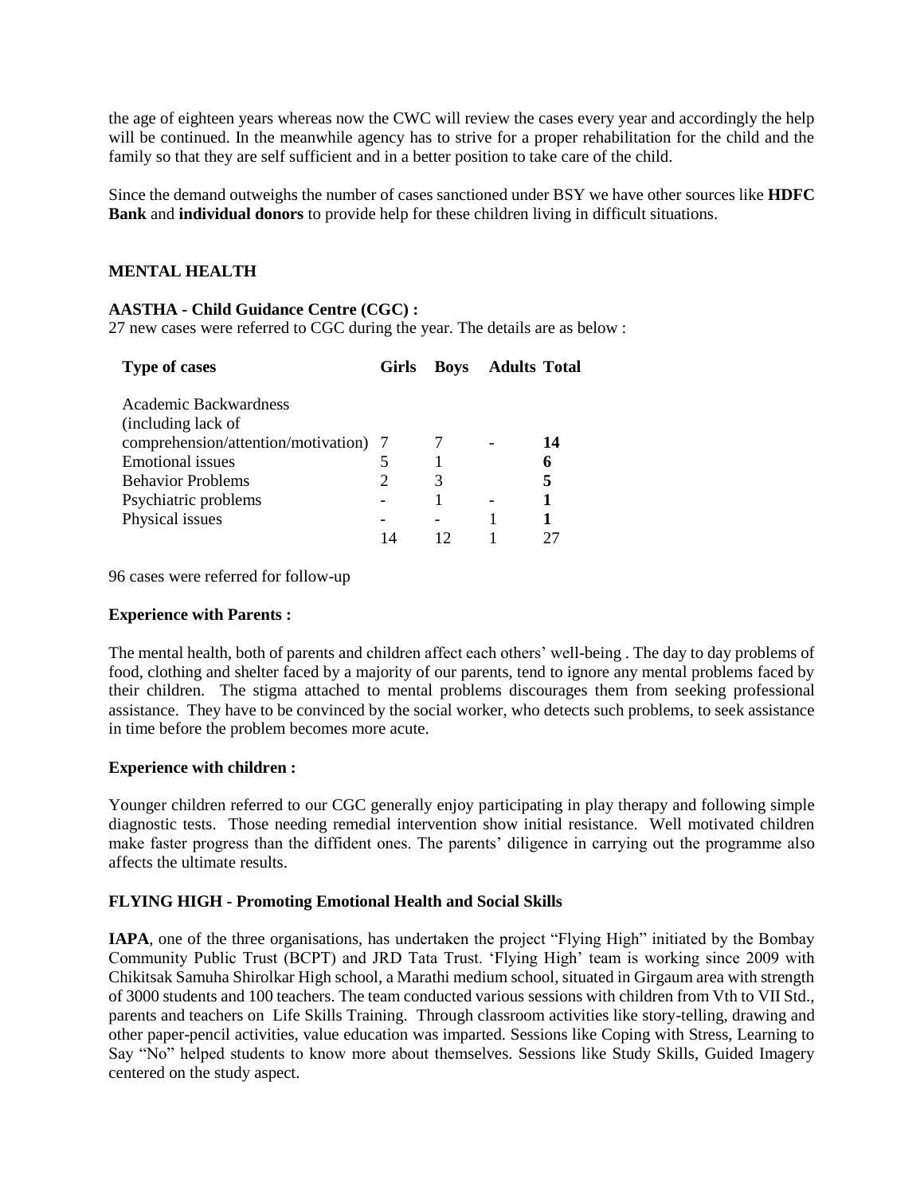the age of eighteen years whereas now the CWC will review the cases every year and accordingly the help will be continued. In the meanwhile agency has to strive for a proper rehabilitation for the child and the family so that they are self sufficient and in a better position to take care of the child.

Since the demand outweighs the number of cases sanctioned under BSY we have other sources like **HDFC Bank** and **individual donors** to provide help for these children living in difficult situations.

## MENTAL HEALTH

### AASTHA - Child Guidance Centre (CGC) :

27 new cases were referred to CGC during the year. The details are as below :

| Type of cases | Girls | Boys | Adults | Total |
|---|---|---|---|---|
| Academic Backwardness (including lack of comprehension/attention/motivation) | 7 | 7 | - | **14** |
| Emotional issues | 5 | 1 | | **6** |
| Behavior Problems | 2 | 3 | | **5** |
| Psychiatric problems | - | 1 | - | **1** |
| Physical issues | - | - | 1 | **1** |
| | 14 | 12 | 1 | 27 |

96 cases were referred for follow-up

**Experience with Parents :**

The mental health, both of parents and children affect each others' well-being . The day to day problems of food, clothing and shelter faced by a majority of our parents, tend to ignore any mental problems faced by their children. The stigma attached to mental problems discourages them from seeking professional assistance. They have to be convinced by the social worker, who detects such problems, to seek assistance in time before the problem becomes more acute.

**Experience with children :**

Younger children referred to our CGC generally enjoy participating in play therapy and following simple diagnostic tests. Those needing remedial intervention show initial resistance. Well motivated children make faster progress than the diffident ones. The parents' diligence in carrying out the programme also affects the ultimate results.

### FLYING HIGH - Promoting Emotional Health and Social Skills

**IAPA**, one of the three organisations, has undertaken the project "Flying High" initiated by the Bombay Community Public Trust (BCPT) and JRD Tata Trust. 'Flying High' team is working since 2009 with Chikitsak Samuha Shirolkar High school, a Marathi medium school, situated in Girgaum area with strength of 3000 students and 100 teachers. The team conducted various sessions with children from Vth to VII Std., parents and teachers on Life Skills Training. Through classroom activities like story-telling, drawing and other paper-pencil activities, value education was imparted. Sessions like Coping with Stress, Learning to Say "No" helped students to know more about themselves. Sessions like Study Skills, Guided Imagery centered on the study aspect.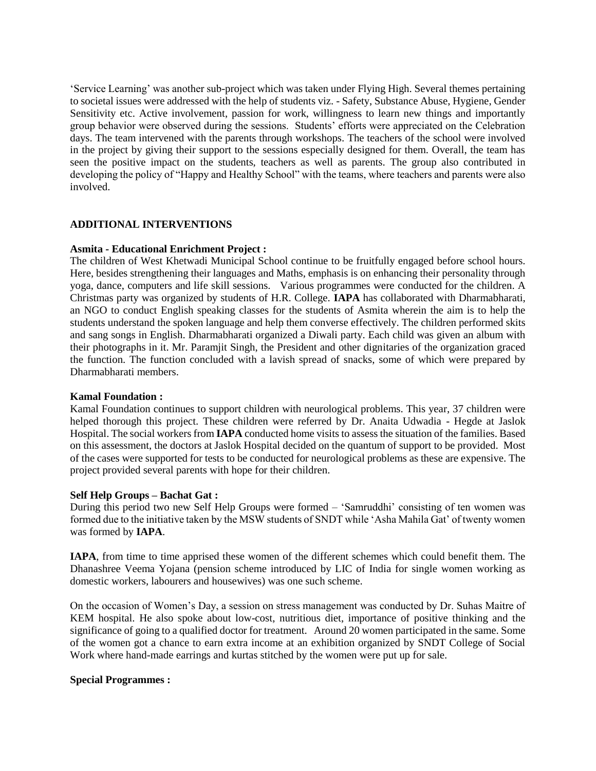'Service Learning' was another sub-project which was taken under Flying High. Several themes pertaining to societal issues were addressed with the help of students viz. - Safety, Substance Abuse, Hygiene, Gender Sensitivity etc. Active involvement, passion for work, willingness to learn new things and importantly group behavior were observed during the sessions. Students' efforts were appreciated on the Celebration days. The team intervened with the parents through workshops. The teachers of the school were involved in the project by giving their support to the sessions especially designed for them. Overall, the team has seen the positive impact on the students, teachers as well as parents. The group also contributed in developing the policy of "Happy and Healthy School" with the teams, where teachers and parents were also involved.

## ADDITIONAL INTERVENTIONS

**Asmita - Educational Enrichment Project :**
The children of West Khetwadi Municipal School continue to be fruitfully engaged before school hours. Here, besides strengthening their languages and Maths, emphasis is on enhancing their personality through yoga, dance, computers and life skill sessions. Various programmes were conducted for the children. A Christmas party was organized by students of H.R. College. **IAPA** has collaborated with Dharmabharati, an NGO to conduct English speaking classes for the students of Asmita wherein the aim is to help the students understand the spoken language and help them converse effectively. The children performed skits and sang songs in English. Dharmabharati organized a Diwali party. Each child was given an album with their photographs in it. Mr. Paramjit Singh, the President and other dignitaries of the organization graced the function. The function concluded with a lavish spread of snacks, some of which were prepared by Dharmabharati members.

**Kamal Foundation :**
Kamal Foundation continues to support children with neurological problems. This year, 37 children were helped thorough this project. These children were referred by Dr. Anaita Udwadia - Hegde at Jaslok Hospital. The social workers from **IAPA** conducted home visits to assess the situation of the families. Based on this assessment, the doctors at Jaslok Hospital decided on the quantum of support to be provided. Most of the cases were supported for tests to be conducted for neurological problems as these are expensive. The project provided several parents with hope for their children.

**Self Help Groups – Bachat Gat :**
During this period two new Self Help Groups were formed – 'Samruddhi' consisting of ten women was formed due to the initiative taken by the MSW students of SNDT while 'Asha Mahila Gat' of twenty women was formed by **IAPA**.

**IAPA**, from time to time apprised these women of the different schemes which could benefit them. The Dhanashree Veema Yojana (pension scheme introduced by LIC of India for single women working as domestic workers, labourers and housewives) was one such scheme.

On the occasion of Women's Day, a session on stress management was conducted by Dr. Suhas Maitre of KEM hospital. He also spoke about low-cost, nutritious diet, importance of positive thinking and the significance of going to a qualified doctor for treatment. Around 20 women participated in the same. Some of the women got a chance to earn extra income at an exhibition organized by SNDT College of Social Work where hand-made earrings and kurtas stitched by the women were put up for sale.

**Special Programmes :**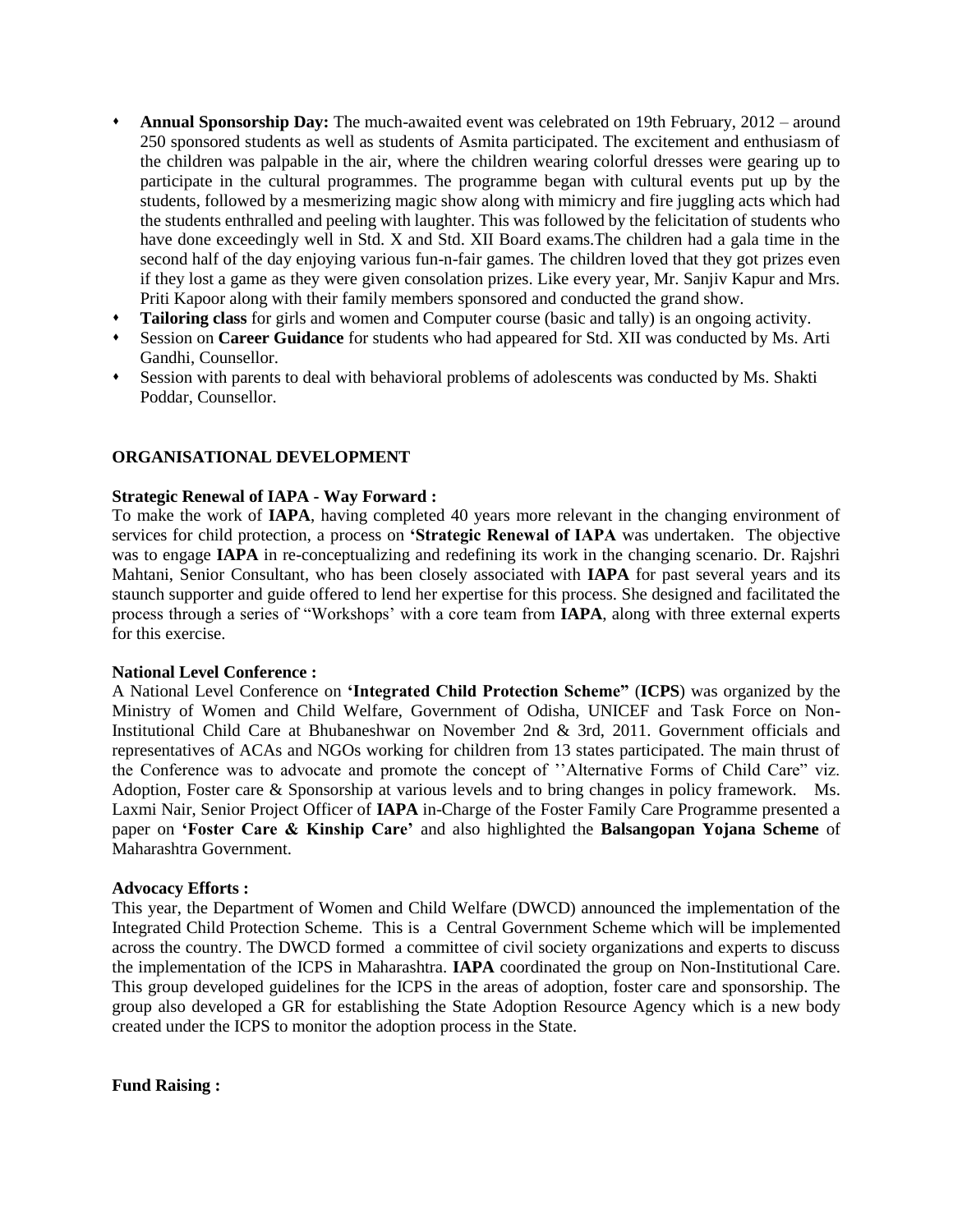- **Annual Sponsorship Day:** The much-awaited event was celebrated on 19th February, 2012 – around 250 sponsored students as well as students of Asmita participated. The excitement and enthusiasm of the children was palpable in the air, where the children wearing colorful dresses were gearing up to participate in the cultural programmes. The programme began with cultural events put up by the students, followed by a mesmerizing magic show along with mimicry and fire juggling acts which had the students enthralled and peeling with laughter. This was followed by the felicitation of students who have done exceedingly well in Std. X and Std. XII Board exams.The children had a gala time in the second half of the day enjoying various fun-n-fair games. The children loved that they got prizes even if they lost a game as they were given consolation prizes. Like every year, Mr. Sanjiv Kapur and Mrs. Priti Kapoor along with their family members sponsored and conducted the grand show.
- **Tailoring class** for girls and women and Computer course (basic and tally) is an ongoing activity.
- Session on **Career Guidance** for students who had appeared for Std. XII was conducted by Ms. Arti Gandhi, Counsellor.
- Session with parents to deal with behavioral problems of adolescents was conducted by Ms. Shakti Poddar, Counsellor.

## ORGANISATIONAL DEVELOPMENT

**Strategic Renewal of IAPA - Way Forward :**

To make the work of **IAPA**, having completed 40 years more relevant in the changing environment of services for child protection, a process on **'Strategic Renewal of IAPA** was undertaken. The objective was to engage **IAPA** in re-conceptualizing and redefining its work in the changing scenario. Dr. Rajshri Mahtani, Senior Consultant, who has been closely associated with **IAPA** for past several years and its staunch supporter and guide offered to lend her expertise for this process. She designed and facilitated the process through a series of "Workshops' with a core team from **IAPA**, along with three external experts for this exercise.

**National Level Conference :**

A National Level Conference on **'Integrated Child Protection Scheme"** (**ICPS**) was organized by the Ministry of Women and Child Welfare, Government of Odisha, UNICEF and Task Force on Non-Institutional Child Care at Bhubaneshwar on November 2nd & 3rd, 2011. Government officials and representatives of ACAs and NGOs working for children from 13 states participated. The main thrust of the Conference was to advocate and promote the concept of ''Alternative Forms of Child Care" viz. Adoption, Foster care & Sponsorship at various levels and to bring changes in policy framework. Ms. Laxmi Nair, Senior Project Officer of **IAPA** in-Charge of the Foster Family Care Programme presented a paper on **'Foster Care & Kinship Care'** and also highlighted the **Balsangopan Yojana Scheme** of Maharashtra Government.

**Advocacy Efforts :**

This year, the Department of Women and Child Welfare (DWCD) announced the implementation of the Integrated Child Protection Scheme. This is a Central Government Scheme which will be implemented across the country. The DWCD formed a committee of civil society organizations and experts to discuss the implementation of the ICPS in Maharashtra. **IAPA** coordinated the group on Non-Institutional Care. This group developed guidelines for the ICPS in the areas of adoption, foster care and sponsorship. The group also developed a GR for establishing the State Adoption Resource Agency which is a new body created under the ICPS to monitor the adoption process in the State.

**Fund Raising :**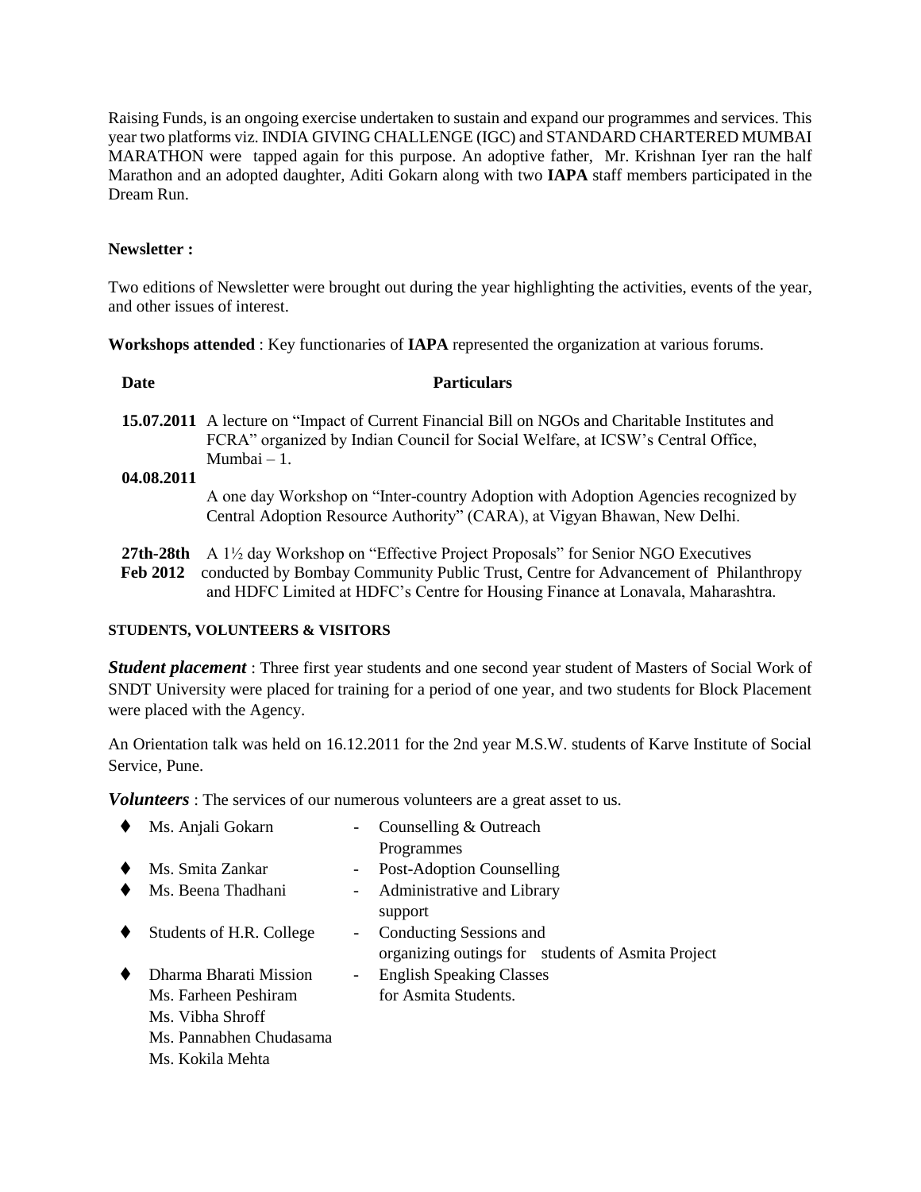Raising Funds, is an ongoing exercise undertaken to sustain and expand our programmes and services. This year two platforms viz. INDIA GIVING CHALLENGE (IGC) and STANDARD CHARTERED MUMBAI MARATHON were tapped again for this purpose. An adoptive father, Mr. Krishnan Iyer ran the half Marathon and an adopted daughter, Aditi Gokarn along with two **IAPA** staff members participated in the Dream Run.

**Newsletter :**

Two editions of Newsletter were brought out during the year highlighting the activities, events of the year, and other issues of interest.

**Workshops attended** : Key functionaries of **IAPA** represented the organization at various forums.

| Date | Particulars |
|---|---|
| **15.07.2011** | A lecture on "Impact of Current Financial Bill on NGOs and Charitable Institutes and FCRA" organized by Indian Council for Social Welfare, at ICSW's Central Office, Mumbai – 1. |
| **04.08.2011** | A one day Workshop on "Inter-country Adoption with Adoption Agencies recognized by Central Adoption Resource Authority" (CARA), at Vigyan Bhawan, New Delhi. |
| **27th-28th Feb 2012** | A 1½ day Workshop on "Effective Project Proposals" for Senior NGO Executives conducted by Bombay Community Public Trust, Centre for Advancement of Philanthropy and HDFC Limited at HDFC's Centre for Housing Finance at Lonavala, Maharashtra. |

**STUDENTS, VOLUNTEERS & VISITORS**

***Student placement*** : Three first year students and one second year student of Masters of Social Work of SNDT University were placed for training for a period of one year, and two students for Block Placement were placed with the Agency.

An Orientation talk was held on 16.12.2011 for the 2nd year M.S.W. students of Karve Institute of Social Service, Pune.

***Volunteers*** : The services of our numerous volunteers are a great asset to us.

- Ms. Anjali Gokarn - Counselling & Outreach Programmes
- Ms. Smita Zankar - Post-Adoption Counselling
- Ms. Beena Thadhani - Administrative and Library support
- Students of H.R. College - Conducting Sessions and organizing outings for students of Asmita Project
- Dharma Bharati Mission - English Speaking Classes for Asmita Students.
  Ms. Farheen Peshiram
  Ms. Vibha Shroff
  Ms. Pannabhen Chudasama
  Ms. Kokila Mehta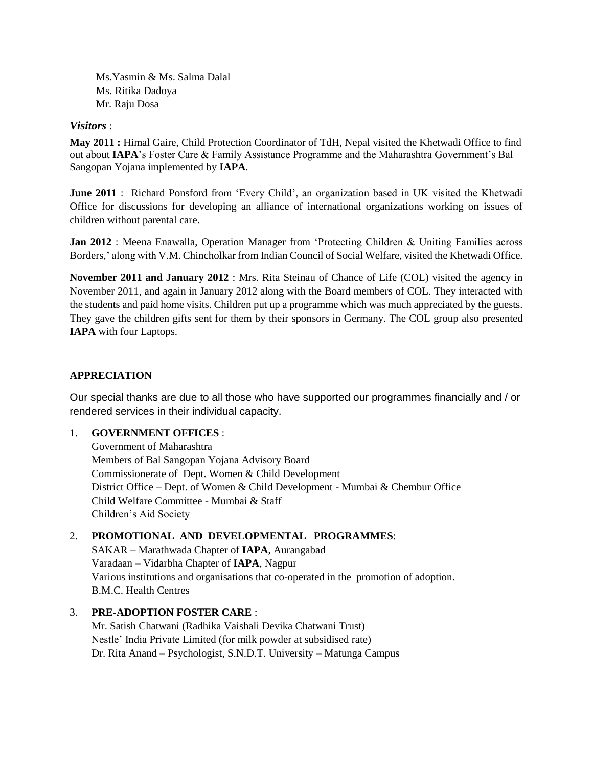Ms.Yasmin & Ms. Salma Dalal
Ms. Ritika Dadoya
Mr. Raju Dosa

*Visitors* :

**May 2011 :** Himal Gaire, Child Protection Coordinator of TdH, Nepal visited the Khetwadi Office to find out about **IAPA**'s Foster Care & Family Assistance Programme and the Maharashtra Government's Bal Sangopan Yojana implemented by **IAPA**.

**June 2011** : Richard Ponsford from 'Every Child', an organization based in UK visited the Khetwadi Office for discussions for developing an alliance of international organizations working on issues of children without parental care.

**Jan 2012** : Meena Enawalla, Operation Manager from 'Protecting Children & Uniting Families across Borders,' along with V.M. Chincholkar from Indian Council of Social Welfare, visited the Khetwadi Office.

**November 2011 and January 2012** : Mrs. Rita Steinau of Chance of Life (COL) visited the agency in November 2011, and again in January 2012 along with the Board members of COL. They interacted with the students and paid home visits. Children put up a programme which was much appreciated by the guests. They gave the children gifts sent for them by their sponsors in Germany. The COL group also presented **IAPA** with four Laptops.

**APPRECIATION**

Our special thanks are due to all those who have supported our programmes financially and / or rendered services in their individual capacity.

1. **GOVERNMENT OFFICES** :
   Government of Maharashtra
   Members of Bal Sangopan Yojana Advisory Board
   Commissionerate of Dept. Women & Child Development
   District Office – Dept. of Women & Child Development - Mumbai & Chembur Office
   Child Welfare Committee - Mumbai & Staff
   Children's Aid Society

2. **PROMOTIONAL AND DEVELOPMENTAL PROGRAMMES**:
   SAKAR – Marathwada Chapter of **IAPA**, Aurangabad
   Varadaan – Vidarbha Chapter of **IAPA**, Nagpur
   Various institutions and organisations that co-operated in the promotion of adoption.
   B.M.C. Health Centres

3. **PRE-ADOPTION FOSTER CARE** :
   Mr. Satish Chatwani (Radhika Vaishali Devika Chatwani Trust)
   Nestle' India Private Limited (for milk powder at subsidised rate)
   Dr. Rita Anand – Psychologist, S.N.D.T. University – Matunga Campus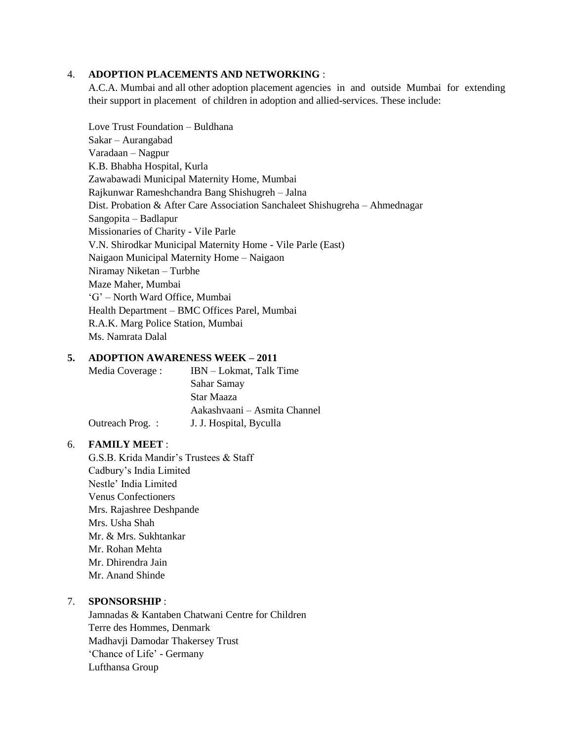4. **ADOPTION PLACEMENTS AND NETWORKING** :

A.C.A. Mumbai and all other adoption placement agencies in and outside Mumbai for extending their support in placement of children in adoption and allied-services. These include:

Love Trust Foundation – Buldhana
Sakar – Aurangabad
Varadaan – Nagpur
K.B. Bhabha Hospital, Kurla
Zawabawadi Municipal Maternity Home, Mumbai
Rajkunwar Rameshchandra Bang Shishugreh – Jalna
Dist. Probation & After Care Association Sanchaleet Shishugreha – Ahmednagar
Sangopita – Badlapur
Missionaries of Charity - Vile Parle
V.N. Shirodkar Municipal Maternity Home - Vile Parle (East)
Naigaon Municipal Maternity Home – Naigaon
Niramay Niketan – Turbhe
Maze Maher, Mumbai
'G' – North Ward Office, Mumbai
Health Department – BMC Offices Parel, Mumbai
R.A.K. Marg Police Station, Mumbai
Ms. Namrata Dalal

5. **ADOPTION AWARENESS WEEK – 2011**

| | |
|---|---|
| Media Coverage : | IBN – Lokmat, Talk Time |
| | Sahar Samay |
| | Star Maaza |
| | Aakashvaani – Asmita Channel |
| Outreach Prog. : | J. J. Hospital, Byculla |

6. **FAMILY MEET** :

G.S.B. Krida Mandir's Trustees & Staff
Cadbury's India Limited
Nestle' India Limited
Venus Confectioners
Mrs. Rajashree Deshpande
Mrs. Usha Shah
Mr. & Mrs. Sukhtankar
Mr. Rohan Mehta
Mr. Dhirendra Jain
Mr. Anand Shinde

7. **SPONSORSHIP** :

Jamnadas & Kantaben Chatwani Centre for Children
Terre des Hommes, Denmark
Madhavji Damodar Thakersey Trust
'Chance of Life' - Germany
Lufthansa Group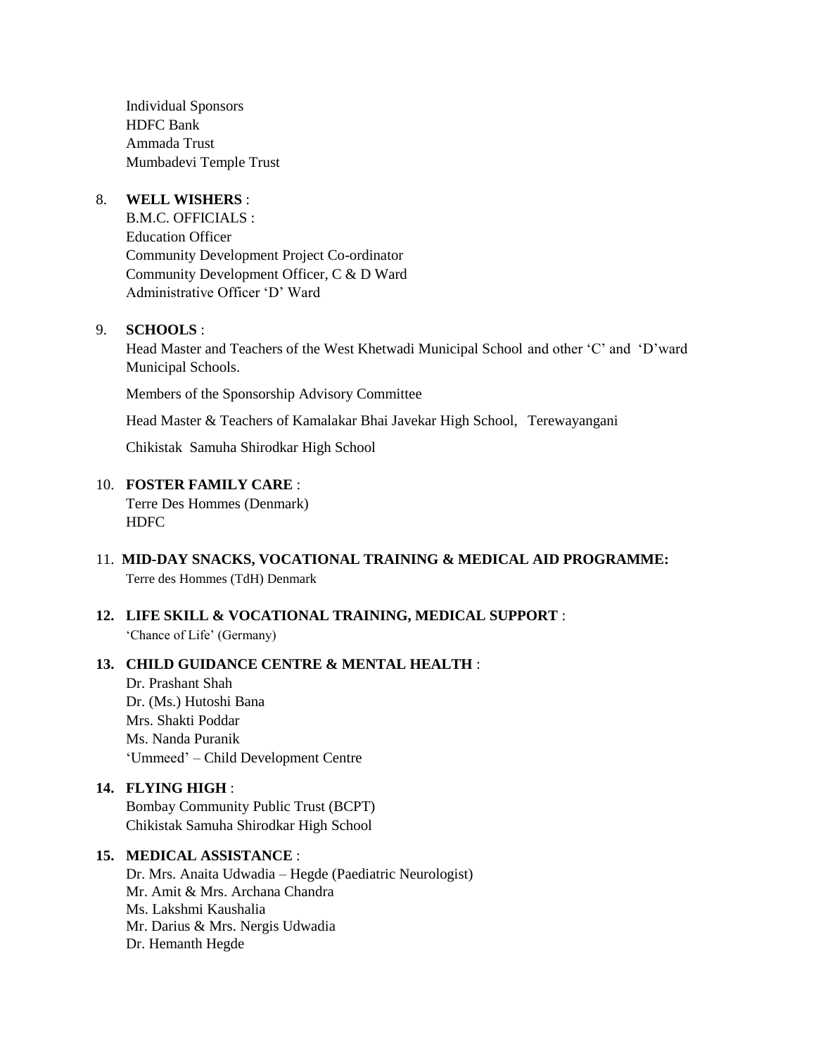Individual Sponsors
HDFC Bank
Ammada Trust
Mumbadevi Temple Trust

8. **WELL WISHERS** :
   B.M.C. OFFICIALS :
   Education Officer
   Community Development Project Co-ordinator
   Community Development Officer, C & D Ward
   Administrative Officer 'D' Ward

9. **SCHOOLS** :
   Head Master and Teachers of the West Khetwadi Municipal School and other 'C' and 'D'ward Municipal Schools.

   Members of the Sponsorship Advisory Committee

   Head Master & Teachers of Kamalakar Bhai Javekar High School, Terewayangani

   Chikistak Samuha Shirodkar High School

10. **FOSTER FAMILY CARE** :
    Terre Des Hommes (Denmark)
    HDFC

11. **MID-DAY SNACKS, VOCATIONAL TRAINING & MEDICAL AID PROGRAMME:**
    Terre des Hommes (TdH) Denmark

12. **LIFE SKILL & VOCATIONAL TRAINING, MEDICAL SUPPORT** :
    'Chance of Life' (Germany)

13. **CHILD GUIDANCE CENTRE & MENTAL HEALTH** :
    Dr. Prashant Shah
    Dr. (Ms.) Hutoshi Bana
    Mrs. Shakti Poddar
    Ms. Nanda Puranik
    'Ummeed' – Child Development Centre

14. **FLYING HIGH** :
    Bombay Community Public Trust (BCPT)
    Chikistak Samuha Shirodkar High School

15. **MEDICAL ASSISTANCE** :
    Dr. Mrs. Anaita Udwadia – Hegde (Paediatric Neurologist)
    Mr. Amit & Mrs. Archana Chandra
    Ms. Lakshmi Kaushalia
    Mr. Darius & Mrs. Nergis Udwadia
    Dr. Hemanth Hegde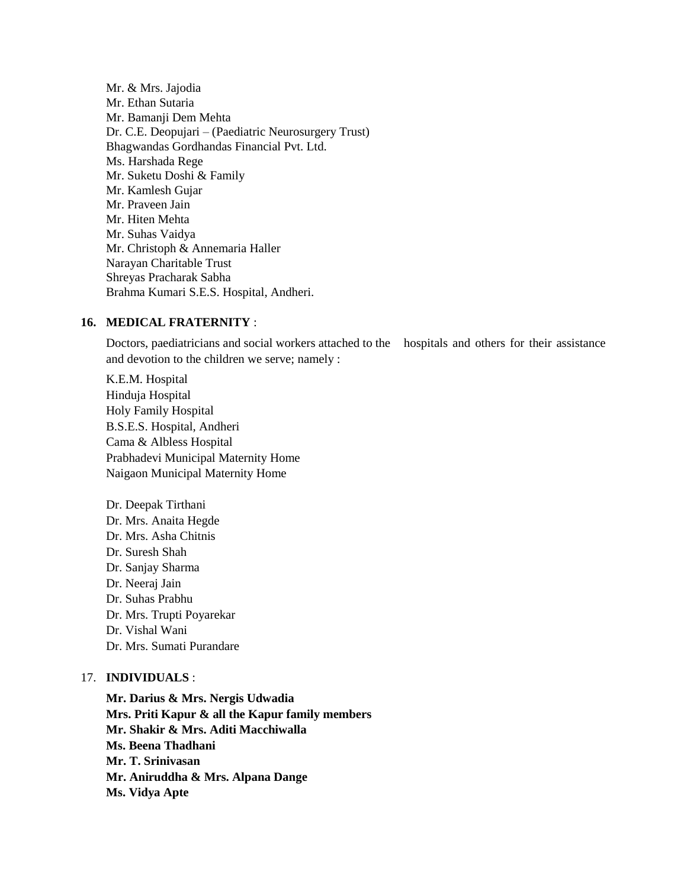Mr. & Mrs. Jajodia
Mr. Ethan Sutaria
Mr. Bamanji Dem Mehta
Dr. C.E. Deopujari – (Paediatric Neurosurgery Trust)
Bhagwandas Gordhandas Financial Pvt. Ltd.
Ms. Harshada Rege
Mr. Suketu Doshi & Family
Mr. Kamlesh Gujar
Mr. Praveen Jain
Mr. Hiten Mehta
Mr. Suhas Vaidya
Mr. Christoph & Annemaria Haller
Narayan Charitable Trust
Shreyas Pracharak Sabha
Brahma Kumari S.E.S. Hospital, Andheri.

**16. MEDICAL FRATERNITY** :

Doctors, paediatricians and social workers attached to the hospitals and others for their assistance and devotion to the children we serve; namely :

K.E.M. Hospital
Hinduja Hospital
Holy Family Hospital
B.S.E.S. Hospital, Andheri
Cama & Albless Hospital
Prabhadevi Municipal Maternity Home
Naigaon Municipal Maternity Home

Dr. Deepak Tirthani
Dr. Mrs. Anaita Hegde
Dr. Mrs. Asha Chitnis
Dr. Suresh Shah
Dr. Sanjay Sharma
Dr. Neeraj Jain
Dr. Suhas Prabhu
Dr. Mrs. Trupti Poyarekar
Dr. Vishal Wani
Dr. Mrs. Sumati Purandare

17. **INDIVIDUALS** :

**Mr. Darius & Mrs. Nergis Udwadia**
**Mrs. Priti Kapur & all the Kapur family members**
**Mr. Shakir & Mrs. Aditi Macchiwalla**
**Ms. Beena Thadhani**
**Mr. T. Srinivasan**
**Mr. Aniruddha & Mrs. Alpana Dange**
**Ms. Vidya Apte**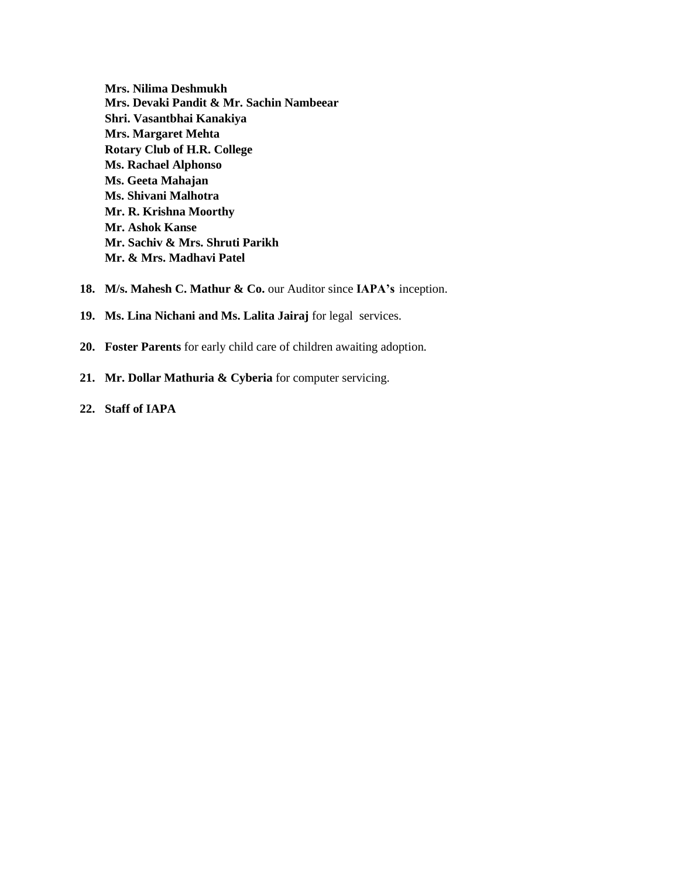**Mrs. Nilima Deshmukh**
**Mrs. Devaki Pandit & Mr. Sachin Nambeear**
**Shri. Vasantbhai Kanakiya**
**Mrs. Margaret Mehta**
**Rotary Club of H.R. College**
**Ms. Rachael Alphonso**
**Ms. Geeta Mahajan**
**Ms. Shivani Malhotra**
**Mr. R. Krishna Moorthy**
**Mr. Ashok Kanse**
**Mr. Sachiv & Mrs. Shruti Parikh**
**Mr. & Mrs. Madhavi Patel**

18. **M/s. Mahesh C. Mathur & Co.** our Auditor since **IAPA's** inception.
19. **Ms. Lina Nichani and Ms. Lalita Jairaj** for legal services.
20. **Foster Parents** for early child care of children awaiting adoption.
21. **Mr. Dollar Mathuria & Cyberia** for computer servicing.
22. **Staff of IAPA**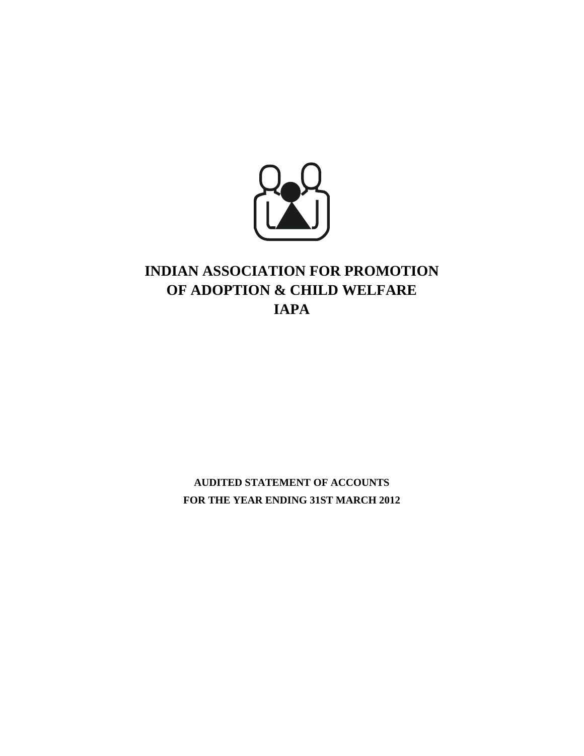# INDIAN ASSOCIATION FOR PROMOTION OF ADOPTION & CHILD WELFARE

# IAPA

**AUDITED STATEMENT OF ACCOUNTS**

**FOR THE YEAR ENDING 31ST MARCH 2012**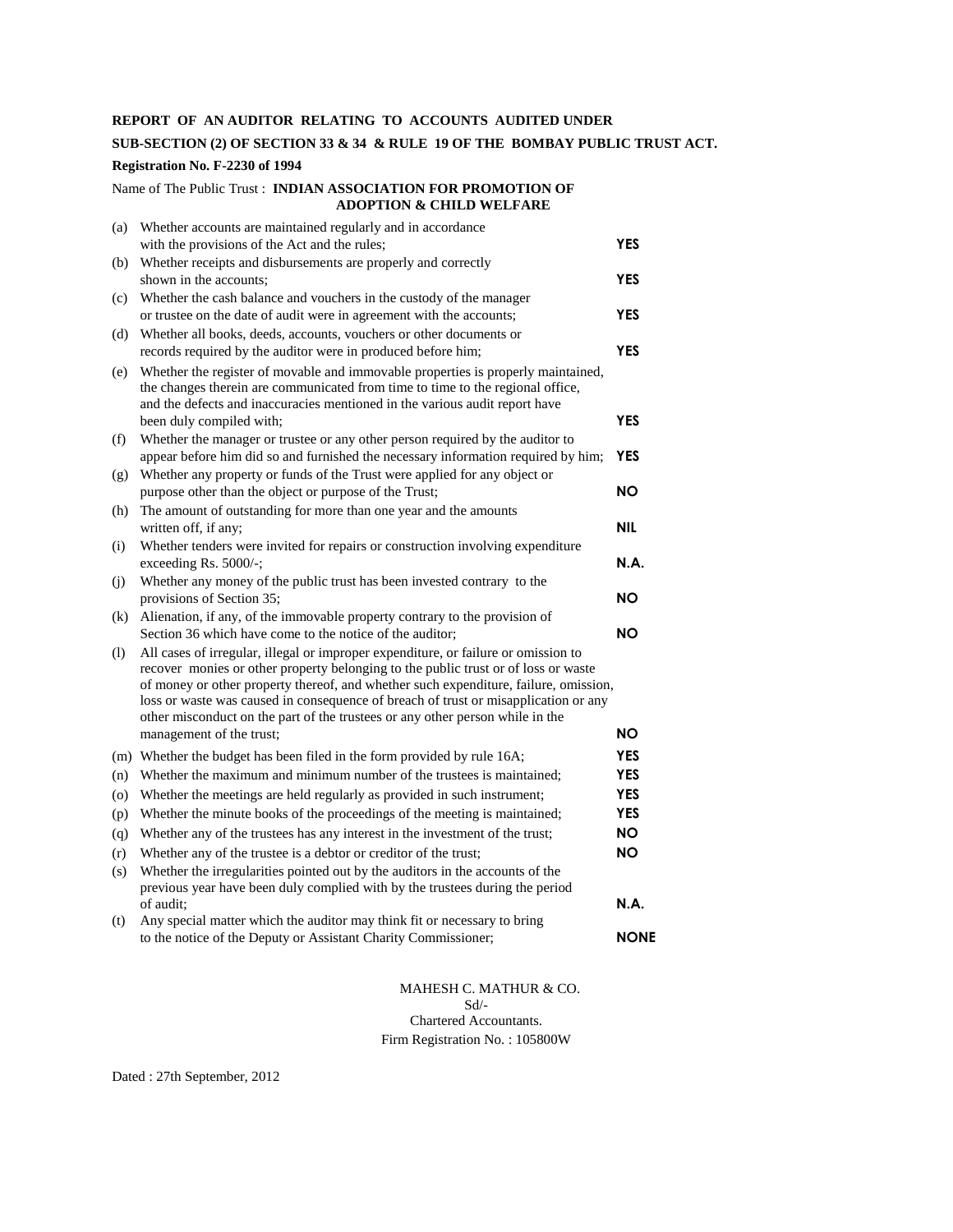**REPORT OF AN AUDITOR RELATING TO ACCOUNTS AUDITED UNDER**

**SUB-SECTION (2) OF SECTION 33 & 34 & RULE 19 OF THE BOMBAY PUBLIC TRUST ACT.**

**Registration No. F-2230 of 1994**

Name of The Public Trust : **INDIAN ASSOCIATION FOR PROMOTION OF ADOPTION & CHILD WELFARE**

| | | |
|---|---|---|
| (a) | Whether accounts are maintained regularly and in accordance with the provisions of the Act and the rules; | **YES** |
| (b) | Whether receipts and disbursements are properly and correctly shown in the accounts; | **YES** |
| (c) | Whether the cash balance and vouchers in the custody of the manager or trustee on the date of audit were in agreement with the accounts; | **YES** |
| (d) | Whether all books, deeds, accounts, vouchers or other documents or records required by the auditor were in produced before him; | **YES** |
| (e) | Whether the register of movable and immovable properties is properly maintained, the changes therein are communicated from time to time to the regional office, and the defects and inaccuracies mentioned in the various audit report have been duly compiled with; | **YES** |
| (f) | Whether the manager or trustee or any other person required by the auditor to appear before him did so and furnished the necessary information required by him; | **YES** |
| (g) | Whether any property or funds of the Trust were applied for any object or purpose other than the object or purpose of the Trust; | **NO** |
| (h) | The amount of outstanding for more than one year and the amounts written off, if any; | **NIL** |
| (i) | Whether tenders were invited for repairs or construction involving expenditure exceeding Rs. 5000/-; | **N.A.** |
| (j) | Whether any money of the public trust has been invested contrary to the provisions of Section 35; | **NO** |
| (k) | Alienation, if any, of the immovable property contrary to the provision of Section 36 which have come to the notice of the auditor; | **NO** |
| (l) | All cases of irregular, illegal or improper expenditure, or failure or omission to recover monies or other property belonging to the public trust or of loss or waste of money or other property thereof, and whether such expenditure, failure, omission, loss or waste was caused in consequence of breach of trust or misapplication or any other misconduct on the part of the trustees or any other person while in the management of the trust; | **NO** |
| (m) | Whether the budget has been filed in the form provided by rule 16A; | **YES** |
| (n) | Whether the maximum and minimum number of the trustees is maintained; | **YES** |
| (o) | Whether the meetings are held regularly as provided in such instrument; | **YES** |
| (p) | Whether the minute books of the proceedings of the meeting is maintained; | **YES** |
| (q) | Whether any of the trustees has any interest in the investment of the trust; | **NO** |
| (r) | Whether any of the trustee is a debtor or creditor of the trust; | **NO** |
| (s) | Whether the irregularities pointed out by the auditors in the accounts of the previous year have been duly complied with by the trustees during the period of audit; | **N.A.** |
| (t) | Any special matter which the auditor may think fit or necessary to bring to the notice of the Deputy or Assistant Charity Commissioner; | **NONE** |

MAHESH C. MATHUR & CO.
Sd/-
Chartered Accountants.
Firm Registration No. : 105800W

Dated : 27th September, 2012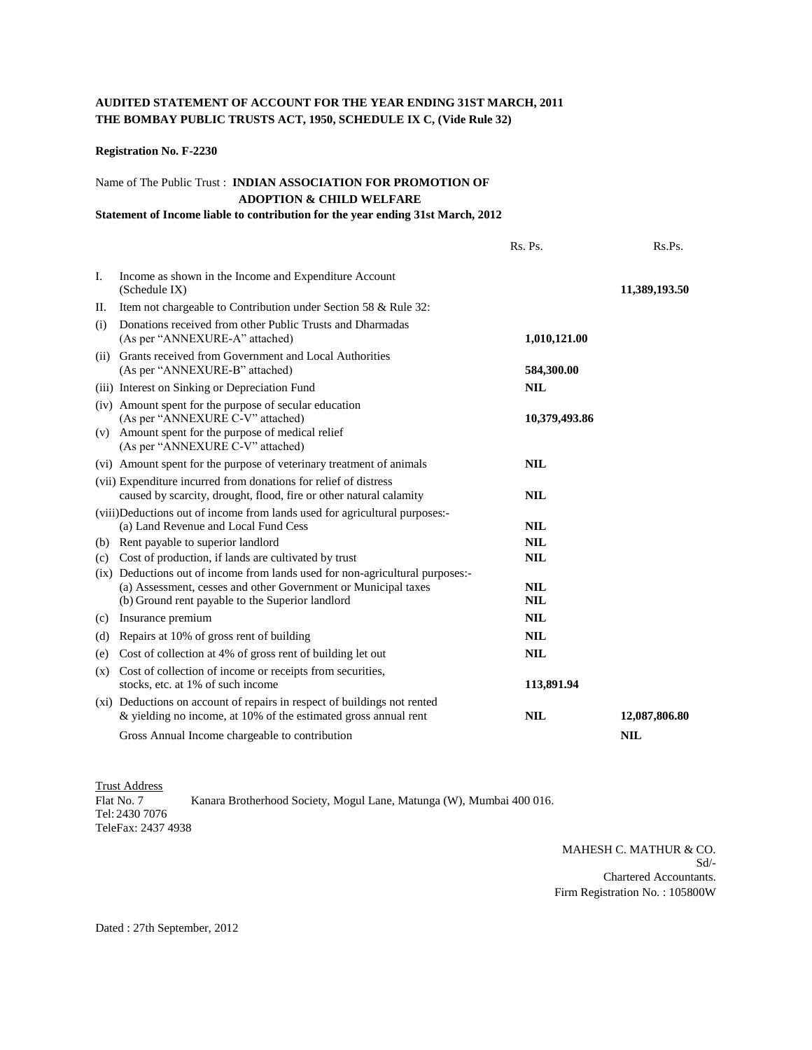**AUDITED STATEMENT OF ACCOUNT FOR THE YEAR ENDING 31ST MARCH, 2011**
**THE BOMBAY PUBLIC TRUSTS ACT, 1950, SCHEDULE IX C, (Vide Rule 32)**

**Registration No. F-2230**

Name of The Public Trust : **INDIAN ASSOCIATION FOR PROMOTION OF ADOPTION & CHILD WELFARE**

**Statement of Income liable to contribution for the year ending 31st March, 2012**

| | | Rs. Ps. | Rs.Ps. |
|---|---|---|---|
| I. | Income as shown in the Income and Expenditure Account (Schedule IX) | | **11,389,193.50** |
| II. | Item not chargeable to Contribution under Section 58 & Rule 32: | | |
| (i) | Donations received from other Public Trusts and Dharmadas (As per "ANNEXURE-A" attached) | **1,010,121.00** | |
| (ii) | Grants received from Government and Local Authorities (As per "ANNEXURE-B" attached) | **584,300.00** | |
| (iii) | Interest on Sinking or Depreciation Fund | **NIL** | |
| (iv) | Amount spent for the purpose of secular education (As per "ANNEXURE C-V" attached) | **10,379,493.86** | |
| (v) | Amount spent for the purpose of medical relief (As per "ANNEXURE C-V" attached) | | |
| (vi) | Amount spent for the purpose of veterinary treatment of animals | **NIL** | |
| (vii) | Expenditure incurred from donations for relief of distress caused by scarcity, drought, flood, fire or other natural calamity | **NIL** | |
| (viii) | Deductions out of income from lands used for agricultural purposes:- (a) Land Revenue and Local Fund Cess | **NIL** | |
| (b) | Rent payable to superior landlord | **NIL** | |
| (c) | Cost of production, if lands are cultivated by trust | **NIL** | |
| (ix) | Deductions out of income from lands used for non-agricultural purposes:- (a) Assessment, cesses and other Government or Municipal taxes | **NIL** | |
| | (b) Ground rent payable to the Superior landlord | **NIL** | |
| (c) | Insurance premium | **NIL** | |
| (d) | Repairs at 10% of gross rent of building | **NIL** | |
| (e) | Cost of collection at 4% of gross rent of building let out | **NIL** | |
| (x) | Cost of collection of income or receipts from securities, stocks, etc. at 1% of such income | **113,891.94** | |
| (xi) | Deductions on account of repairs in respect of buildings not rented & yielding no income, at 10% of the estimated gross annual rent | **NIL** | **12,087,806.80** |
| | Gross Annual Income chargeable to contribution | | **NIL** |

Trust Address
Flat No. 7 Kanara Brotherhood Society, Mogul Lane, Matunga (W), Mumbai 400 016.
Tel: 2430 7076
TeleFax: 2437 4938

MAHESH C. MATHUR & CO.
Sd/-
Chartered Accountants.
Firm Registration No. : 105800W

Dated : 27th September, 2012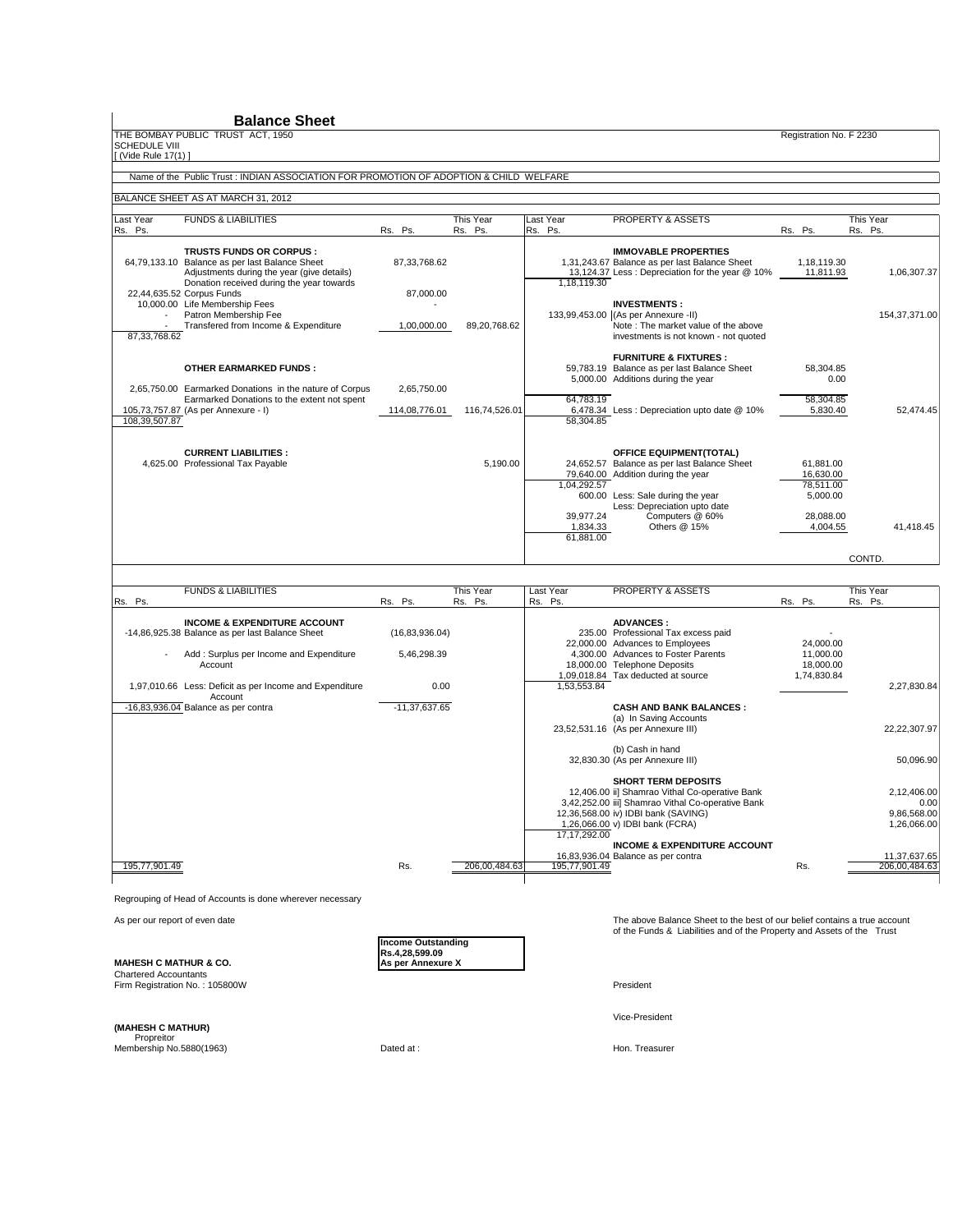# Balance Sheet

THE BOMBAY PUBLIC TRUST ACT, 1950
SCHEDULE VIII
[ (Vide Rule 17(1) ]

Registration No. F 2230

Name of the Public Trust : INDIAN ASSOCIATION FOR PROMOTION OF ADOPTION & CHILD WELFARE

BALANCE SHEET AS AT MARCH 31, 2012

| Last Year Rs. Ps. | FUNDS & LIABILITIES | Rs. Ps. | This Year Rs. Ps. | Last Year Rs. Ps. | PROPERTY & ASSETS | Rs. Ps. | This Year Rs. Ps. |
|---|---|---|---|---|---|---|---|
| | **TRUSTS FUNDS OR CORPUS :** | | | | **IMMOVABLE PROPERTIES** | | |
| 64,79,133.10 | Balance as per last Balance Sheet | 87,33,768.62 | | 1,31,243.67 | Balance as per last Balance Sheet | 1,18,119.30 | |
| | Adjustments during the year (give details) | | | 13,124.37 | Less : Depreciation for the year @ 10% | 11,811.93 | 1,06,307.37 |
| | Donation received during the year towards | | | 1,18,119.30 | | | |
| 22,44,635.52 | Corpus Funds | 87,000.00 | | | | | |
| 10,000.00 | Life Membership Fees | - | | | **INVESTMENTS :** | | |
| - | Patron Membership Fee | | | 133,99,453.00 | (As per Annexure -II) | | 154,37,371.00 |
| - | Transfered from Income & Expenditure | 1,00,000.00 | 89,20,768.62 | | Note : The market value of the above | | |
| 87,33,768.62 | | | | | investments is not known - not quoted | | |
| | | | | | **FURNITURE & FIXTURES :** | | |
| | **OTHER EARMARKED FUNDS :** | | | 59,783.19 | Balance as per last Balance Sheet | 58,304.85 | |
| | | | | 5,000.00 | Additions during the year | 0.00 | |
| 2,65,750.00 | Earmarked Donations in the nature of Corpus | 2,65,750.00 | | | | | |
| | Earmarked Donations to the extent not spent | | | 64,783.19 | | 58,304.85 | |
| 105,73,757.87 | (As per Annexure - I) | 114,08,776.01 | 116,74,526.01 | 6,478.34 | Less : Depreciation upto date @ 10% | 5,830.40 | 52,474.45 |
| 108,39,507.87 | | | | 58,304.85 | | | |
| | **CURRENT LIABILITIES :** | | | | **OFFICE EQUIPMENT(TOTAL)** | | |
| 4,625.00 | Professional Tax Payable | | 5,190.00 | 24,652.57 | Balance as per last Balance Sheet | 61,881.00 | |
| | | | | 79,640.00 | Addition during the year | 16,630.00 | |
| | | | | 1,04,292.57 | | 78,511.00 | |
| | | | | 600.00 | Less: Sale during the year | 5,000.00 | |
| | | | | | Less: Depreciation upto date | | |
| | | | | 39,977.24 | Computers @ 60% | 28,088.00 | |
| | | | | 1,834.33 | Others @ 15% | 4,004.55 | 41,418.45 |
| | | | | 61,881.00 | | | |
| | | | | | | | CONTD. |

| Rs. Ps. | FUNDS & LIABILITIES | Rs. Ps. | This Year Rs. Ps. | Last Year Rs. Ps. | PROPERTY & ASSETS | Rs. Ps. | This Year Rs. Ps. |
|---|---|---|---|---|---|---|---|
| | **INCOME & EXPENDITURE ACCOUNT** | | | | **ADVANCES :** | | |
| -14,86,925.38 | Balance as per last Balance Sheet | (16,83,936.04) | | 235.00 | Professional Tax excess paid | - | |
| | | | | 22,000.00 | Advances to Employees | 24,000.00 | |
| - | Add : Surplus per Income and Expenditure Account | 5,46,298.39 | | 4,300.00 | Advances to Foster Parents | 11,000.00 | |
| | | | | 18,000.00 | Telephone Deposits | 18,000.00 | |
| | | | | 1,09,018.84 | Tax deducted at source | 1,74,830.84 | |
| 1,97,010.66 | Less: Deficit as per Income and Expenditure Account | 0.00 | | 1,53,553.84 | | | 2,27,830.84 |
| -16,83,936.04 | Balance as per contra | -11,37,637.65 | | | **CASH AND BANK BALANCES :** | | |
| | | | | | (a) In Saving Accounts | | |
| | | | | 23,52,531.16 | (As per Annexure III) | | 22,22,307.97 |
| | | | | | (b) Cash in hand | | |
| | | | | 32,830.30 | (As per Annexure III) | | 50,096.90 |
| | | | | | **SHORT TERM DEPOSITS** | | |
| | | | | 12,406.00 | ii] Shamrao Vithal Co-operative Bank | | 2,12,406.00 |
| | | | | 3,42,252.00 | iii] Shamrao Vithal Co-operative Bank | | 0.00 |
| | | | | 12,36,568.00 | iv) IDBI bank (SAVING) | | 9,86,568.00 |
| | | | | 1,26,066.00 | v) IDBI bank (FCRA) | | 1,26,066.00 |
| | | | | 17,17,292.00 | | | |
| | | | | | **INCOME & EXPENDITURE ACCOUNT** | | |
| | | | | 16,83,936.04 | Balance as per contra | | 11,37,637.65 |
| 195,77,901.49 | | Rs. | 206,00,484.63 | 195,77,901.49 | | Rs. | 206,00,484.63 |

Regrouping of Head of Accounts is done wherever necessary

As per our report of even date

The above Balance Sheet to the best of our belief contains a true account of the Funds & Liabilities and of the Property and Assets of the Trust

**Income Outstanding**
**Rs.4,28,599.09**
**As per Annexure X**

**MAHESH C MATHUR & CO.**
Chartered Accountants
Firm Registration No. : 105800W

President

Vice-President

**(MAHESH C MATHUR)**
Propreitor
Membership No.5880(1963)

Dated at :

Hon. Treasurer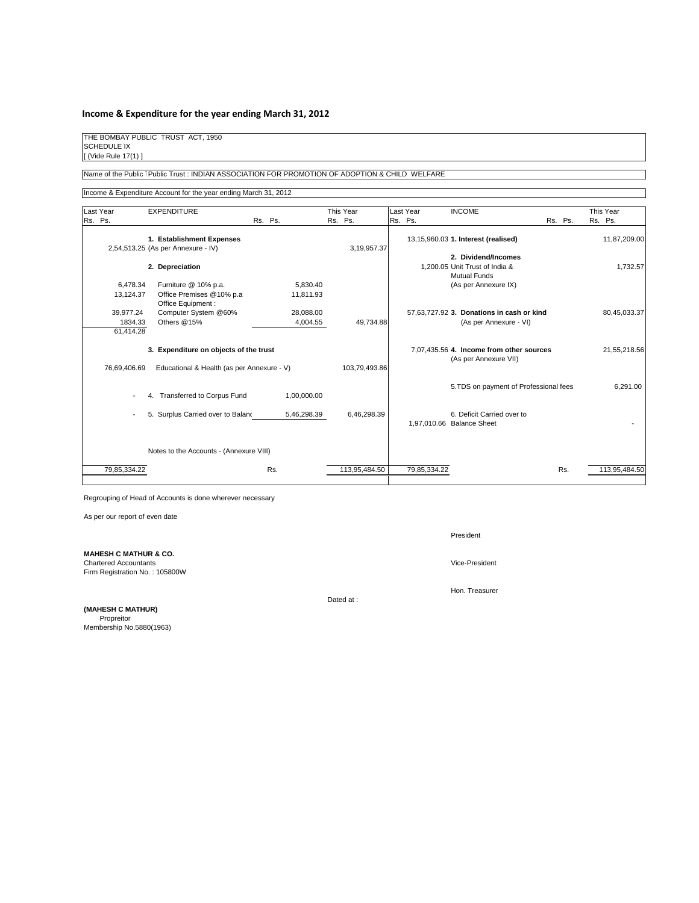## Income & Expenditure for the year ending March 31, 2012

THE BOMBAY PUBLIC TRUST ACT, 1950
SCHEDULE IX
[ (Vide Rule 17(1) ]

Name of the Public Public Trust : INDIAN ASSOCIATION FOR PROMOTION OF ADOPTION & CHILD WELFARE

Income & Expenditure Account for the year ending March 31, 2012

| Last Year Rs. Ps. | EXPENDITURE | Rs. Ps. | This Year Rs. Ps. | Last Year Rs. Ps. | INCOME | Rs. Ps. | This Year Rs. Ps. |
|---|---|---|---|---|---|---|---|
| | **1. Establishment Expenses** | | | 13,15,960.03 | **1. Interest (realised)** | | 11,87,209.00 |
| 2,54,513.25 | (As per Annexure - IV) | | 3,19,957.37 | | | | |
| | | | | | **2. Dividend/Incomes** | | |
| | **2. Depreciation** | | | 1,200.05 | Unit Trust of India & Mutual Funds | | 1,732.57 |
| 6,478.34 | Furniture @ 10% p.a. | 5,830.40 | | | (As per Annexure IX) | | |
| 13,124.37 | Office Premises @10% p.a | 11,811.93 | | | | | |
| | Office Equipment : | | | | | | |
| 39,977.24 | Computer System @60% | 28,088.00 | | 57,63,727.92 | **3. Donations in cash or kind** | | 80,45,033.37 |
| 1834.33 | Others @15% | 4,004.55 | 49,734.88 | | (As per Annexure - VI) | | |
| 61,414.28 | | | | | | | |
| | **3. Expenditure on objects of the trust** | | | 7,07,435.56 | **4. Income from other sources** | | 21,55,218.56 |
| | | | | | (As per Annexure VII) | | |
| 76,69,406.69 | Educational & Health (as per Annexure - V) | | 103,79,493.86 | | | | |
| | | | | | 5.TDS on payment of Professional fees | | 6,291.00 |
| - | 4. Transferred to Corpus Fund | 1,00,000.00 | | | | | |
| - | 5. Surplus Carried over to Balanc | 5,46,298.39 | 6,46,298.39 | | 6. Deficit Carried over to | | |
| | | | | 1,97,010.66 | Balance Sheet | | - |
| | Notes to the Accounts - (Annexure VIII) | | | | | | |
| 79,85,334.22 | | Rs. | 113,95,484.50 | 79,85,334.22 | | Rs. | 113,95,484.50 |

Regrouping of Head of Accounts is done wherever necessary

As per our report of even date

**MAHESH C MATHUR & CO.**
Chartered Accountants
Firm Registration No. : 105800W

**(MAHESH C MATHUR)**
Propreitor
Membership No.5880(1963)

Dated at :

President

Vice-President

Hon. Treasurer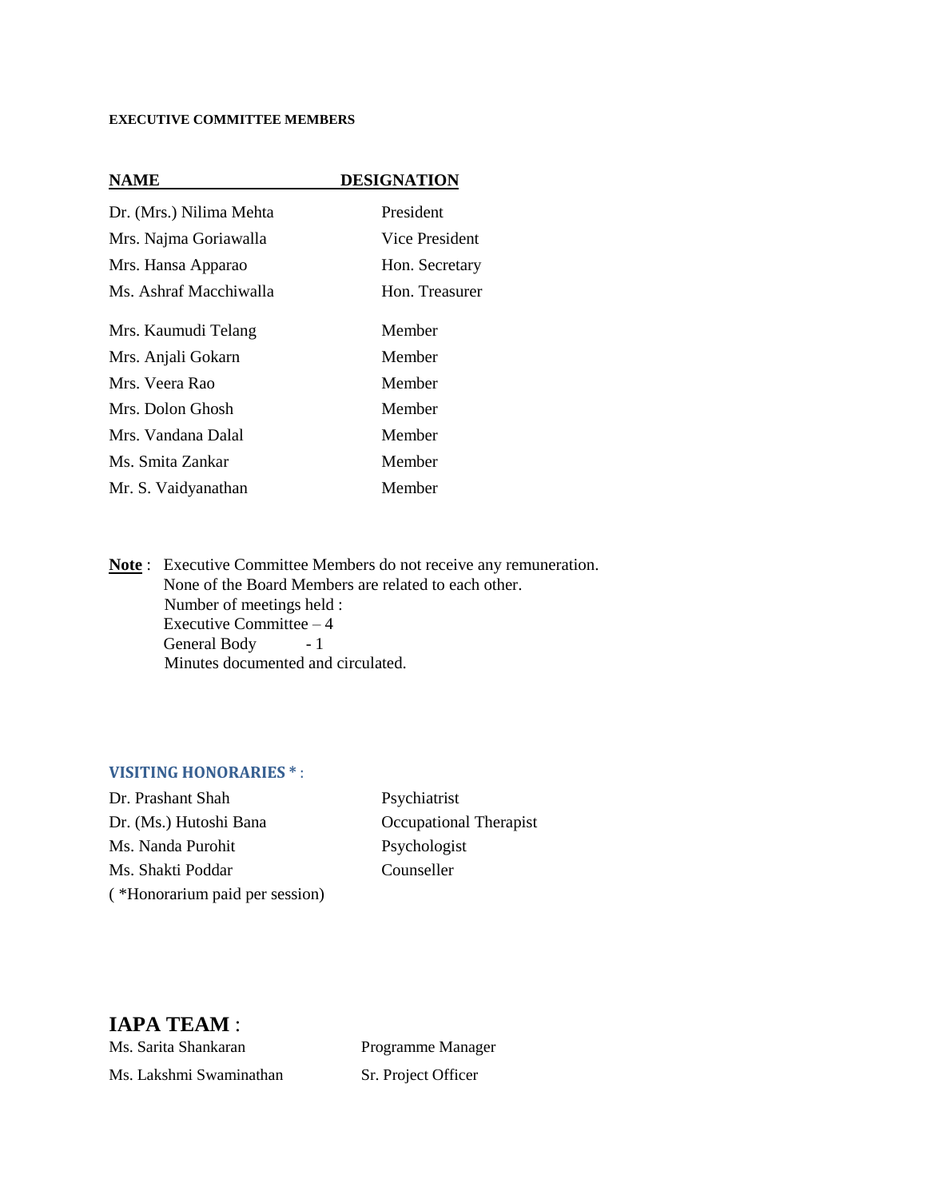#### EXECUTIVE COMMITTEE MEMBERS

| NAME | DESIGNATION |
|---|---|
| Dr. (Mrs.) Nilima Mehta | President |
| Mrs. Najma Goriawalla | Vice President |
| Mrs. Hansa Apparao | Hon. Secretary |
| Ms. Ashraf Macchiwalla | Hon. Treasurer |
| Mrs. Kaumudi Telang | Member |
| Mrs. Anjali Gokarn | Member |
| Mrs. Veera Rao | Member |
| Mrs. Dolon Ghosh | Member |
| Mrs. Vandana Dalal | Member |
| Ms. Smita Zankar | Member |
| Mr. S. Vaidyanathan | Member |

**Note** : Executive Committee Members do not receive any remuneration.
None of the Board Members are related to each other.
Number of meetings held :
Executive Committee – 4
General Body - 1
Minutes documented and circulated.

### VISITING HONORARIES * :

| | |
|---|---|
| Dr. Prashant Shah | Psychiatrist |
| Dr. (Ms.) Hutoshi Bana | Occupational Therapist |
| Ms. Nanda Purohit | Psychologist |
| Ms. Shakti Poddar | Counseller |

( *Honorarium paid per session)

## IAPA TEAM :

| | |
|---|---|
| Ms. Sarita Shankaran | Programme Manager |
| Ms. Lakshmi Swaminathan | Sr. Project Officer |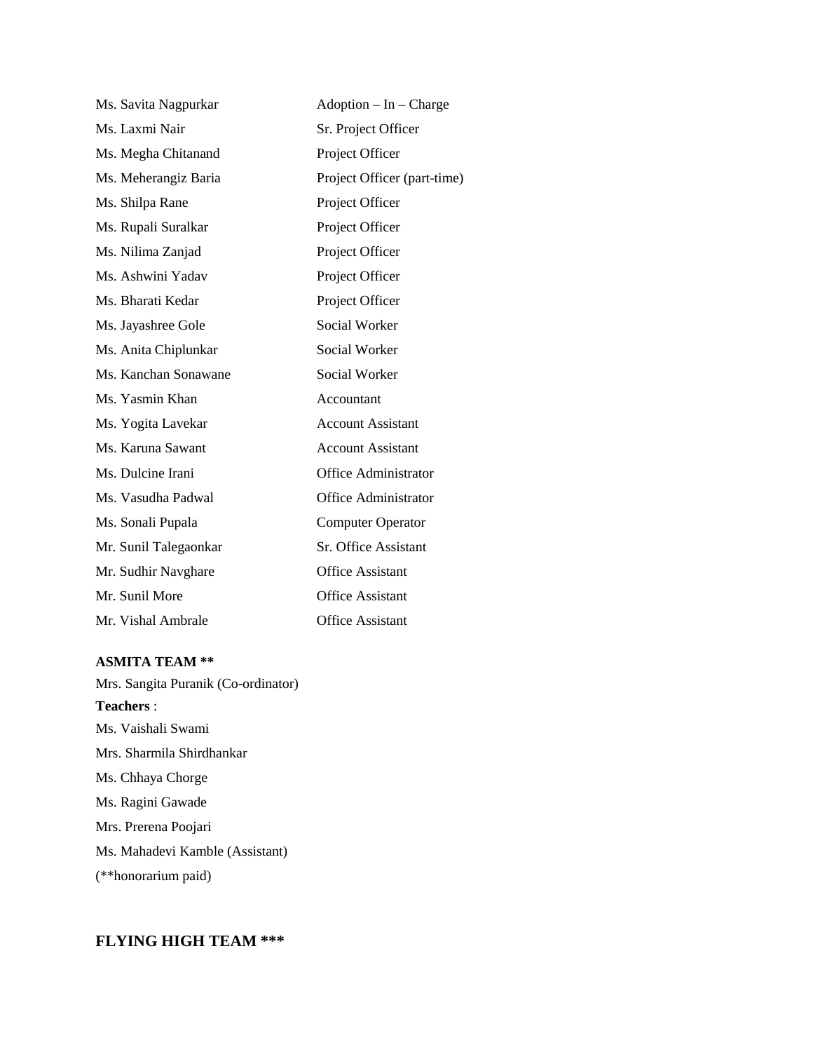| | |
|---|---|
| Ms. Savita Nagpurkar | Adoption – In – Charge |
| Ms. Laxmi Nair | Sr. Project Officer |
| Ms. Megha Chitanand | Project Officer |
| Ms. Meherangiz Baria | Project Officer (part-time) |
| Ms. Shilpa Rane | Project Officer |
| Ms. Rupali Suralkar | Project Officer |
| Ms. Nilima Zanjad | Project Officer |
| Ms. Ashwini Yadav | Project Officer |
| Ms. Bharati Kedar | Project Officer |
| Ms. Jayashree Gole | Social Worker |
| Ms. Anita Chiplunkar | Social Worker |
| Ms. Kanchan Sonawane | Social Worker |
| Ms. Yasmin Khan | Accountant |
| Ms. Yogita Lavekar | Account Assistant |
| Ms. Karuna Sawant | Account Assistant |
| Ms. Dulcine Irani | Office Administrator |
| Ms. Vasudha Padwal | Office Administrator |
| Ms. Sonali Pupala | Computer Operator |
| Mr. Sunil Talegaonkar | Sr. Office Assistant |
| Mr. Sudhir Navghare | Office Assistant |
| Mr. Sunil More | Office Assistant |
| Mr. Vishal Ambrale | Office Assistant |

**ASMITA TEAM \*\***

Mrs. Sangita Puranik (Co-ordinator)

**Teachers** :

Ms. Vaishali Swami

Mrs. Sharmila Shirdhankar

Ms. Chhaya Chorge

Ms. Ragini Gawade

Mrs. Prerena Poojari

Ms. Mahadevi Kamble (Assistant)

(**honorarium paid)

## FLYING HIGH TEAM ***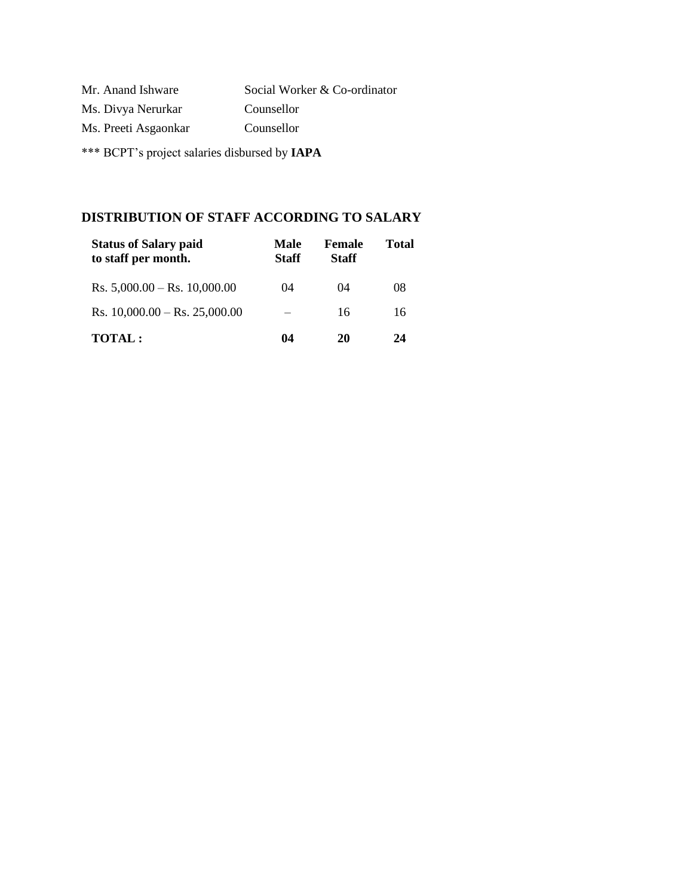| | |
|---|---|
| Mr. Anand Ishware | Social Worker & Co-ordinator |
| Ms. Divya Nerurkar | Counsellor |
| Ms. Preeti Asgaonkar | Counsellor |

*** BCPT's project salaries disbursed by **IAPA**

## DISTRIBUTION OF STAFF ACCORDING TO SALARY

| Status of Salary paid to staff per month. | Male Staff | Female Staff | Total |
|---|---|---|---|
| Rs. 5,000.00 – Rs. 10,000.00 | 04 | 04 | 08 |
| Rs. 10,000.00 – Rs. 25,000.00 | – | 16 | 16 |
| **TOTAL :** | **04** | **20** | **24** |